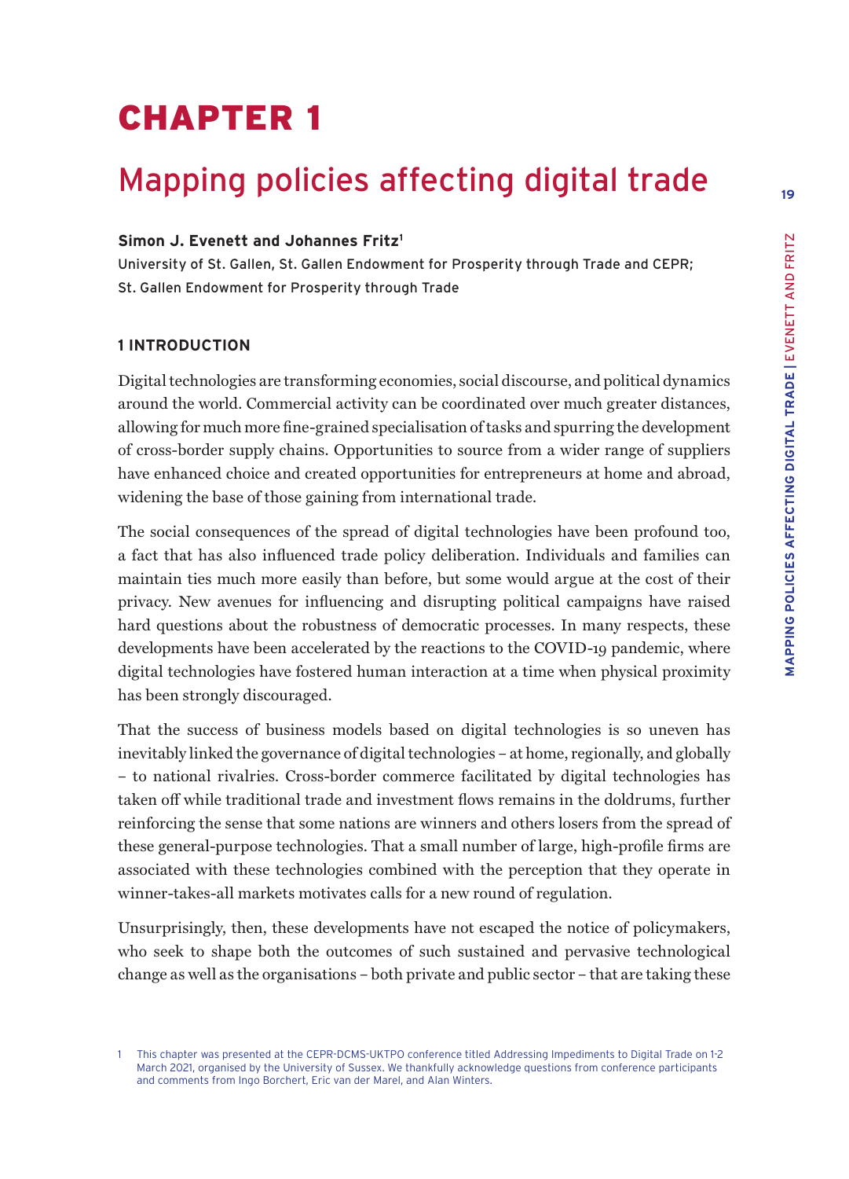# CHAPTER 1

# Mapping policies affecting digital trade

**Simon J. Evenett and Johannes Fritz**[1]

University of St. Gallen, St. Gallen Endowment for Prosperity through Trade and CEPR; St. Gallen Endowment for Prosperity through Trade

## 1 INTRODUCTION

Digital technologies are transforming economies, social discourse, and political dynamics around the world. Commercial activity can be coordinated over much greater distances, allowing for much more fine-grained specialisation of tasks and spurring the development of cross-border supply chains. Opportunities to source from a wider range of suppliers have enhanced choice and created opportunities for entrepreneurs at home and abroad, widening the base of those gaining from international trade.

The social consequences of the spread of digital technologies have been profound too, a fact that has also influenced trade policy deliberation. Individuals and families can maintain ties much more easily than before, but some would argue at the cost of their privacy. New avenues for influencing and disrupting political campaigns have raised hard questions about the robustness of democratic processes. In many respects, these developments have been accelerated by the reactions to the COVID-19 pandemic, where digital technologies have fostered human interaction at a time when physical proximity has been strongly discouraged.

That the success of business models based on digital technologies is so uneven has inevitably linked the governance of digital technologies – at home, regionally, and globally – to national rivalries. Cross-border commerce facilitated by digital technologies has taken off while traditional trade and investment flows remains in the doldrums, further reinforcing the sense that some nations are winners and others losers from the spread of these general-purpose technologies. That a small number of large, high-profile firms are associated with these technologies combined with the perception that they operate in winner-takes-all markets motivates calls for a new round of regulation.

Unsurprisingly, then, these developments have not escaped the notice of policymakers, who seek to shape both the outcomes of such sustained and pervasive technological change as well as the organisations – both private and public sector – that are taking these

[1] This chapter was presented at the CEPR-DCMS-UKTPO conference titled Addressing Impediments to Digital Trade on 1-2 March 2021, organised by the University of Sussex. We thankfully acknowledge questions from conference participants and comments from Ingo Borchert, Eric van der Marel, and Alan Winters.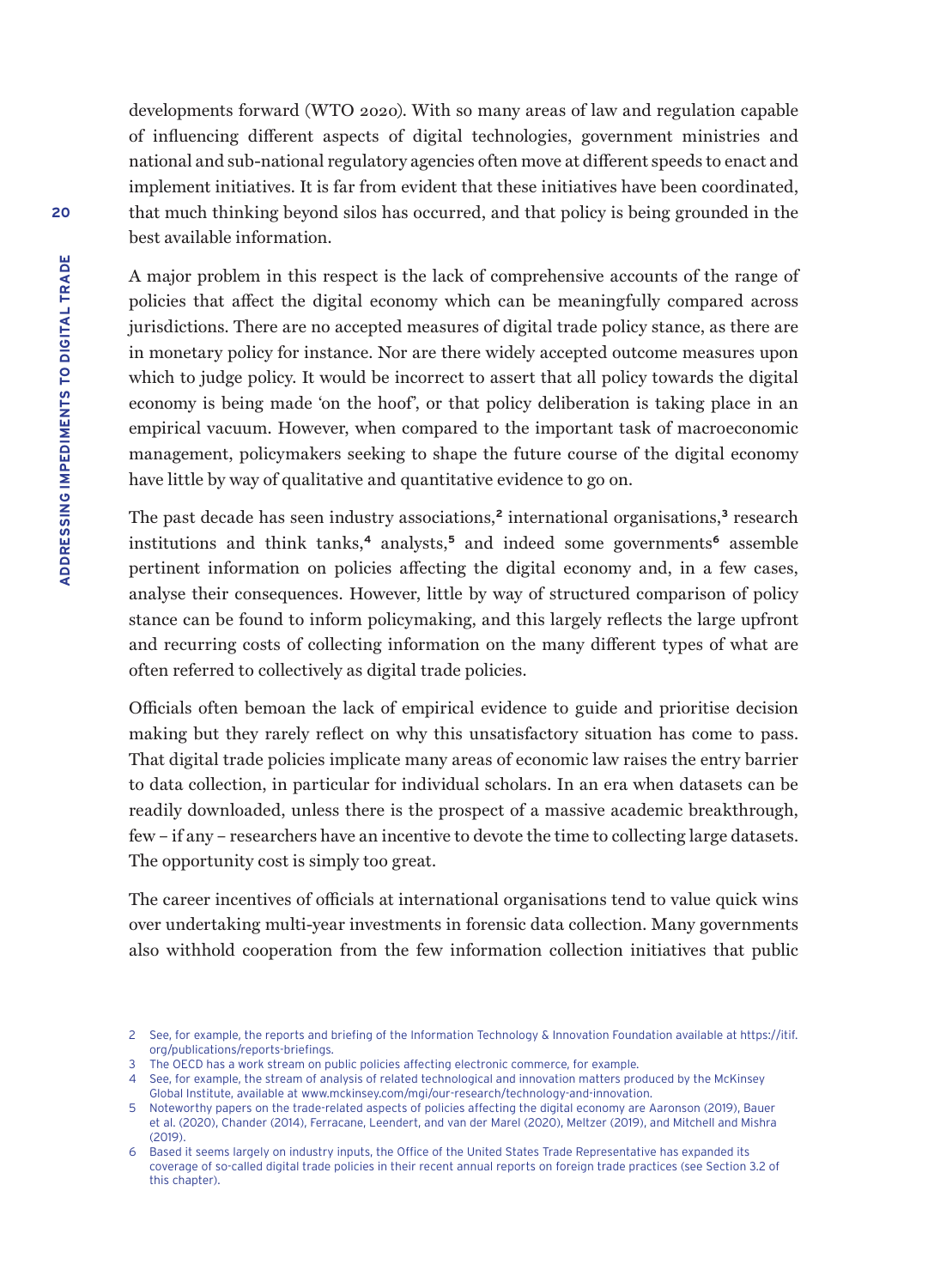developments forward (WTO 2020). With so many areas of law and regulation capable of influencing different aspects of digital technologies, government ministries and national and sub-national regulatory agencies often move at different speeds to enact and implement initiatives. It is far from evident that these initiatives have been coordinated, that much thinking beyond silos has occurred, and that policy is being grounded in the best available information.

A major problem in this respect is the lack of comprehensive accounts of the range of policies that affect the digital economy which can be meaningfully compared across jurisdictions. There are no accepted measures of digital trade policy stance, as there are in monetary policy for instance. Nor are there widely accepted outcome measures upon which to judge policy. It would be incorrect to assert that all policy towards the digital economy is being made 'on the hoof', or that policy deliberation is taking place in an empirical vacuum. However, when compared to the important task of macroeconomic management, policymakers seeking to shape the future course of the digital economy have little by way of qualitative and quantitative evidence to go on.

The past decade has seen industry associations,[2] international organisations,[3] research institutions and think tanks,[4] analysts,[5] and indeed some governments[6] assemble pertinent information on policies affecting the digital economy and, in a few cases, analyse their consequences. However, little by way of structured comparison of policy stance can be found to inform policymaking, and this largely reflects the large upfront and recurring costs of collecting information on the many different types of what are often referred to collectively as digital trade policies.

Officials often bemoan the lack of empirical evidence to guide and prioritise decision making but they rarely reflect on why this unsatisfactory situation has come to pass. That digital trade policies implicate many areas of economic law raises the entry barrier to data collection, in particular for individual scholars. In an era when datasets can be readily downloaded, unless there is the prospect of a massive academic breakthrough, few – if any – researchers have an incentive to devote the time to collecting large datasets. The opportunity cost is simply too great.

The career incentives of officials at international organisations tend to value quick wins over undertaking multi-year investments in forensic data collection. Many governments also withhold cooperation from the few information collection initiatives that public

2 See, for example, the reports and briefing of the Information Technology & Innovation Foundation available at https://itif.org/publications/reports-briefings.

3 The OECD has a work stream on public policies affecting electronic commerce, for example.

4 See, for example, the stream of analysis of related technological and innovation matters produced by the McKinsey Global Institute, available at www.mckinsey.com/mgi/our-research/technology-and-innovation.

5 Noteworthy papers on the trade-related aspects of policies affecting the digital economy are Aaronson (2019), Bauer et al. (2020), Chander (2014), Ferracane, Leendert, and van der Marel (2020), Meltzer (2019), and Mitchell and Mishra (2019).

6 Based it seems largely on industry inputs, the Office of the United States Trade Representative has expanded its coverage of so-called digital trade policies in their recent annual reports on foreign trade practices (see Section 3.2 of this chapter).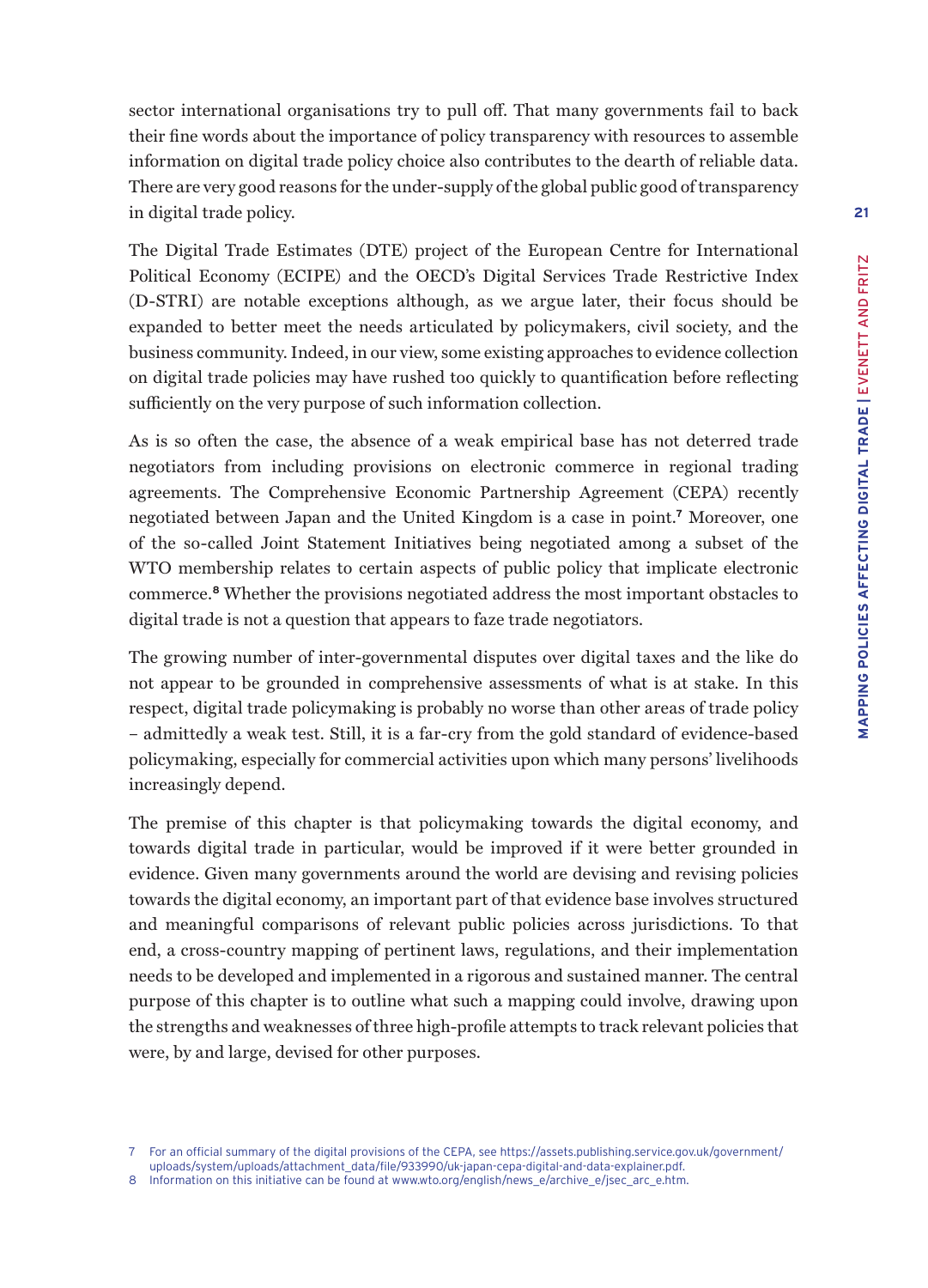sector international organisations try to pull off. That many governments fail to back their fine words about the importance of policy transparency with resources to assemble information on digital trade policy choice also contributes to the dearth of reliable data. There are very good reasons for the under-supply of the global public good of transparency in digital trade policy.

The Digital Trade Estimates (DTE) project of the European Centre for International Political Economy (ECIPE) and the OECD's Digital Services Trade Restrictive Index (D-STRI) are notable exceptions although, as we argue later, their focus should be expanded to better meet the needs articulated by policymakers, civil society, and the business community. Indeed, in our view, some existing approaches to evidence collection on digital trade policies may have rushed too quickly to quantification before reflecting sufficiently on the very purpose of such information collection.

As is so often the case, the absence of a weak empirical base has not deterred trade negotiators from including provisions on electronic commerce in regional trading agreements. The Comprehensive Economic Partnership Agreement (CEPA) recently negotiated between Japan and the United Kingdom is a case in point.[7] Moreover, one of the so-called Joint Statement Initiatives being negotiated among a subset of the WTO membership relates to certain aspects of public policy that implicate electronic commerce.[8] Whether the provisions negotiated address the most important obstacles to digital trade is not a question that appears to faze trade negotiators.

The growing number of inter-governmental disputes over digital taxes and the like do not appear to be grounded in comprehensive assessments of what is at stake. In this respect, digital trade policymaking is probably no worse than other areas of trade policy – admittedly a weak test. Still, it is a far-cry from the gold standard of evidence-based policymaking, especially for commercial activities upon which many persons' livelihoods increasingly depend.

The premise of this chapter is that policymaking towards the digital economy, and towards digital trade in particular, would be improved if it were better grounded in evidence. Given many governments around the world are devising and revising policies towards the digital economy, an important part of that evidence base involves structured and meaningful comparisons of relevant public policies across jurisdictions. To that end, a cross-country mapping of pertinent laws, regulations, and their implementation needs to be developed and implemented in a rigorous and sustained manner. The central purpose of this chapter is to outline what such a mapping could involve, drawing upon the strengths and weaknesses of three high-profile attempts to track relevant policies that were, by and large, devised for other purposes.

7 For an official summary of the digital provisions of the CEPA, see https://assets.publishing.service.gov.uk/government/uploads/system/uploads/attachment_data/file/933990/uk-japan-cepa-digital-and-data-explainer.pdf.

8 Information on this initiative can be found at www.wto.org/english/news_e/archive_e/jsec_arc_e.htm.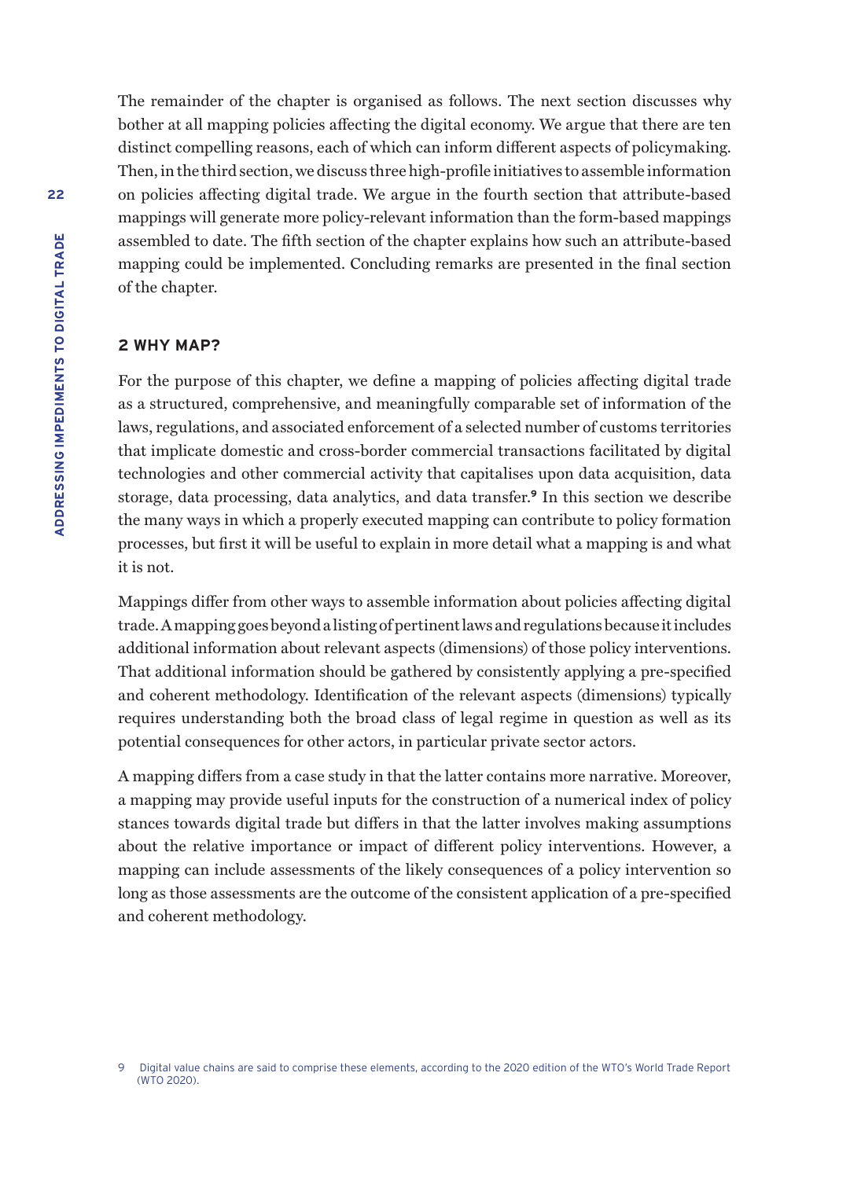The remainder of the chapter is organised as follows. The next section discusses why bother at all mapping policies affecting the digital economy. We argue that there are ten distinct compelling reasons, each of which can inform different aspects of policymaking. Then, in the third section, we discuss three high-profile initiatives to assemble information on policies affecting digital trade. We argue in the fourth section that attribute-based mappings will generate more policy-relevant information than the form-based mappings assembled to date. The fifth section of the chapter explains how such an attribute-based mapping could be implemented. Concluding remarks are presented in the final section of the chapter.

## 2 WHY MAP?

For the purpose of this chapter, we define a mapping of policies affecting digital trade as a structured, comprehensive, and meaningfully comparable set of information of the laws, regulations, and associated enforcement of a selected number of customs territories that implicate domestic and cross-border commercial transactions facilitated by digital technologies and other commercial activity that capitalises upon data acquisition, data storage, data processing, data analytics, and data transfer.[9] In this section we describe the many ways in which a properly executed mapping can contribute to policy formation processes, but first it will be useful to explain in more detail what a mapping is and what it is not.

Mappings differ from other ways to assemble information about policies affecting digital trade. A mapping goes beyond a listing of pertinent laws and regulations because it includes additional information about relevant aspects (dimensions) of those policy interventions. That additional information should be gathered by consistently applying a pre-specified and coherent methodology. Identification of the relevant aspects (dimensions) typically requires understanding both the broad class of legal regime in question as well as its potential consequences for other actors, in particular private sector actors.

A mapping differs from a case study in that the latter contains more narrative. Moreover, a mapping may provide useful inputs for the construction of a numerical index of policy stances towards digital trade but differs in that the latter involves making assumptions about the relative importance or impact of different policy interventions. However, a mapping can include assessments of the likely consequences of a policy intervention so long as those assessments are the outcome of the consistent application of a pre-specified and coherent methodology.

9 Digital value chains are said to comprise these elements, according to the 2020 edition of the WTO's World Trade Report (WTO 2020).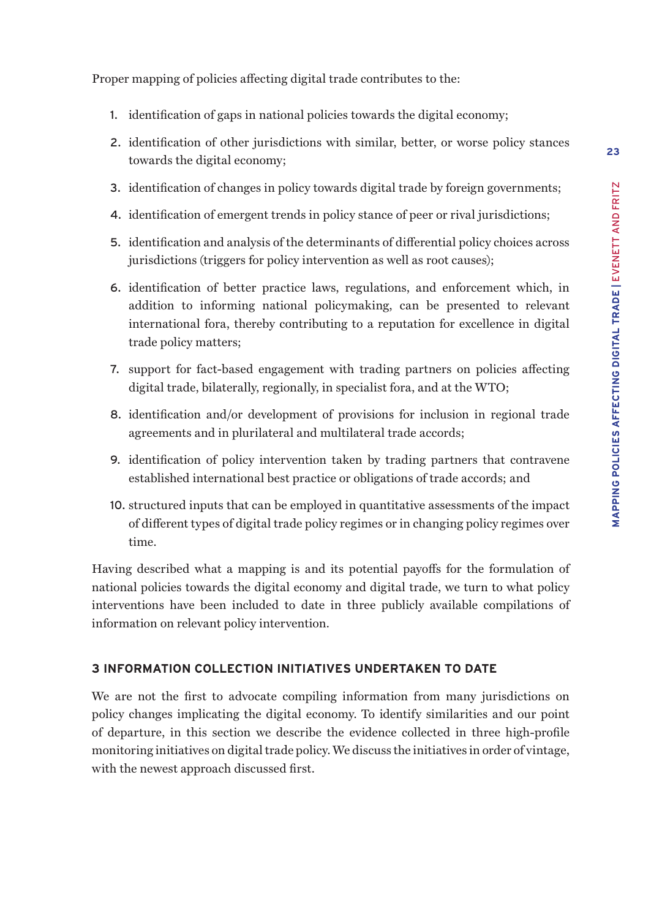Proper mapping of policies affecting digital trade contributes to the:

1. identification of gaps in national policies towards the digital economy;
2. identification of other jurisdictions with similar, better, or worse policy stances towards the digital economy;
3. identification of changes in policy towards digital trade by foreign governments;
4. identification of emergent trends in policy stance of peer or rival jurisdictions;
5. identification and analysis of the determinants of differential policy choices across jurisdictions (triggers for policy intervention as well as root causes);
6. identification of better practice laws, regulations, and enforcement which, in addition to informing national policymaking, can be presented to relevant international fora, thereby contributing to a reputation for excellence in digital trade policy matters;
7. support for fact-based engagement with trading partners on policies affecting digital trade, bilaterally, regionally, in specialist fora, and at the WTO;
8. identification and/or development of provisions for inclusion in regional trade agreements and in plurilateral and multilateral trade accords;
9. identification of policy intervention taken by trading partners that contravene established international best practice or obligations of trade accords; and
10. structured inputs that can be employed in quantitative assessments of the impact of different types of digital trade policy regimes or in changing policy regimes over time.

Having described what a mapping is and its potential payoffs for the formulation of national policies towards the digital economy and digital trade, we turn to what policy interventions have been included to date in three publicly available compilations of information on relevant policy intervention.

## 3 INFORMATION COLLECTION INITIATIVES UNDERTAKEN TO DATE

We are not the first to advocate compiling information from many jurisdictions on policy changes implicating the digital economy. To identify similarities and our point of departure, in this section we describe the evidence collected in three high-profile monitoring initiatives on digital trade policy. We discuss the initiatives in order of vintage, with the newest approach discussed first.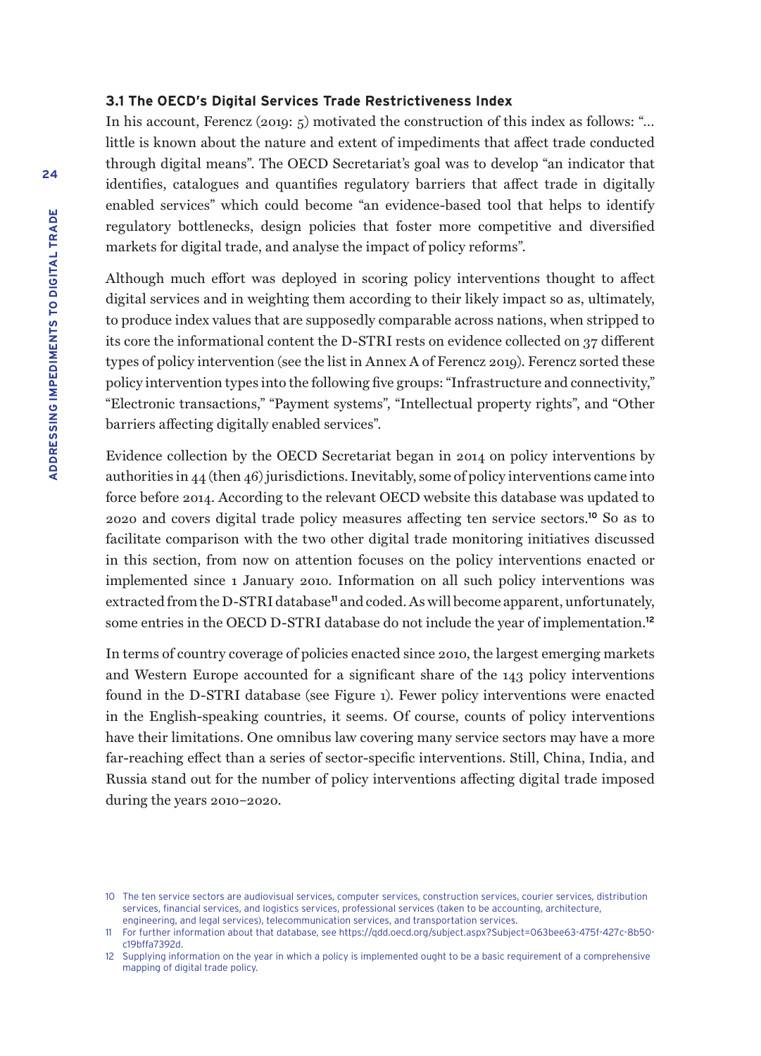### 3.1 The OECD's Digital Services Trade Restrictiveness Index

In his account, Ferencz (2019: 5) motivated the construction of this index as follows: "… little is known about the nature and extent of impediments that affect trade conducted through digital means". The OECD Secretariat's goal was to develop "an indicator that identifies, catalogues and quantifies regulatory barriers that affect trade in digitally enabled services" which could become "an evidence-based tool that helps to identify regulatory bottlenecks, design policies that foster more competitive and diversified markets for digital trade, and analyse the impact of policy reforms".

Although much effort was deployed in scoring policy interventions thought to affect digital services and in weighting them according to their likely impact so as, ultimately, to produce index values that are supposedly comparable across nations, when stripped to its core the informational content the D-STRI rests on evidence collected on 37 different types of policy intervention (see the list in Annex A of Ferencz 2019). Ferencz sorted these policy intervention types into the following five groups: "Infrastructure and connectivity," "Electronic transactions," "Payment systems", "Intellectual property rights", and "Other barriers affecting digitally enabled services".

Evidence collection by the OECD Secretariat began in 2014 on policy interventions by authorities in 44 (then 46) jurisdictions. Inevitably, some of policy interventions came into force before 2014. According to the relevant OECD website this database was updated to 2020 and covers digital trade policy measures affecting ten service sectors.[10] So as to facilitate comparison with the two other digital trade monitoring initiatives discussed in this section, from now on attention focuses on the policy interventions enacted or implemented since 1 January 2010. Information on all such policy interventions was extracted from the D-STRI database[11] and coded. As will become apparent, unfortunately, some entries in the OECD D-STRI database do not include the year of implementation.[12]

In terms of country coverage of policies enacted since 2010, the largest emerging markets and Western Europe accounted for a significant share of the 143 policy interventions found in the D-STRI database (see Figure 1). Fewer policy interventions were enacted in the English-speaking countries, it seems. Of course, counts of policy interventions have their limitations. One omnibus law covering many service sectors may have a more far-reaching effect than a series of sector-specific interventions. Still, China, India, and Russia stand out for the number of policy interventions affecting digital trade imposed during the years 2010–2020.

---

10 The ten service sectors are audiovisual services, computer services, construction services, courier services, distribution services, financial services, and logistics services, professional services (taken to be accounting, architecture, engineering, and legal services), telecommunication services, and transportation services.

11 For further information about that database, see https://qdd.oecd.org/subject.aspx?Subject=063bee63-475f-427c-8b50-c19bffa7392d.

12 Supplying information on the year in which a policy is implemented ought to be a basic requirement of a comprehensive mapping of digital trade policy.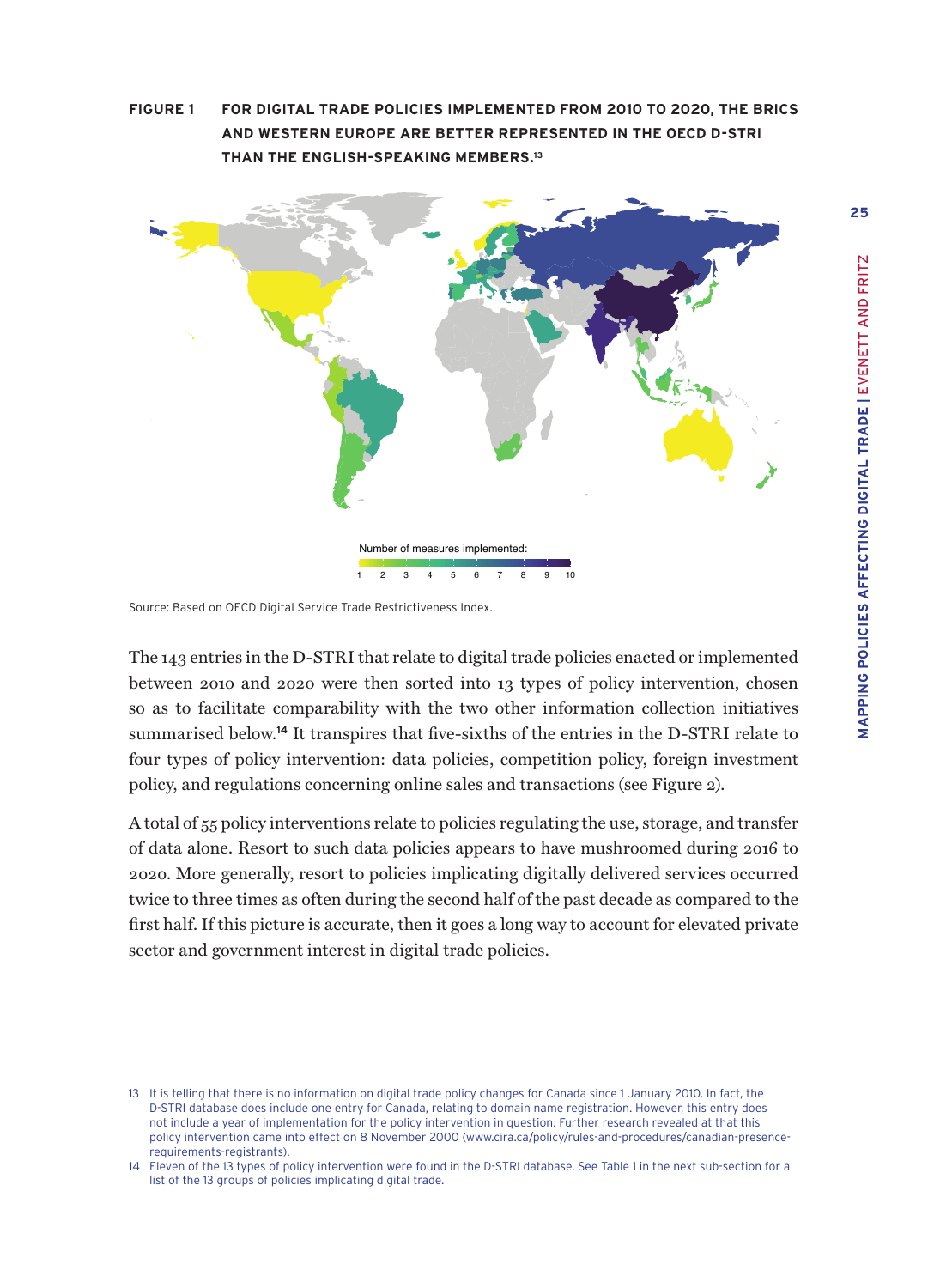**FIGURE 1 FOR DIGITAL TRADE POLICIES IMPLEMENTED FROM 2010 TO 2020, THE BRICS AND WESTERN EUROPE ARE BETTER REPRESENTED IN THE OECD D-STRI THAN THE ENGLISH-SPEAKING MEMBERS.**[13]

Number of measures implemented: 1 2 3 4 5 6 7 8 9 10

Source: Based on OECD Digital Service Trade Restrictiveness Index.

The 143 entries in the D-STRI that relate to digital trade policies enacted or implemented between 2010 and 2020 were then sorted into 13 types of policy intervention, chosen so as to facilitate comparability with the two other information collection initiatives summarised below.[14] It transpires that five-sixths of the entries in the D-STRI relate to four types of policy intervention: data policies, competition policy, foreign investment policy, and regulations concerning online sales and transactions (see Figure 2).

A total of 55 policy interventions relate to policies regulating the use, storage, and transfer of data alone. Resort to such data policies appears to have mushroomed during 2016 to 2020. More generally, resort to policies implicating digitally delivered services occurred twice to three times as often during the second half of the past decade as compared to the first half. If this picture is accurate, then it goes a long way to account for elevated private sector and government interest in digital trade policies.

13 It is telling that there is no information on digital trade policy changes for Canada since 1 January 2010. In fact, the D-STRI database does include one entry for Canada, relating to domain name registration. However, this entry does not include a year of implementation for the policy intervention in question. Further research revealed at that this policy intervention came into effect on 8 November 2000 (www.cira.ca/policy/rules-and-procedures/canadian-presence-requirements-registrants).

14 Eleven of the 13 types of policy intervention were found in the D-STRI database. See Table 1 in the next sub-section for a list of the 13 groups of policies implicating digital trade.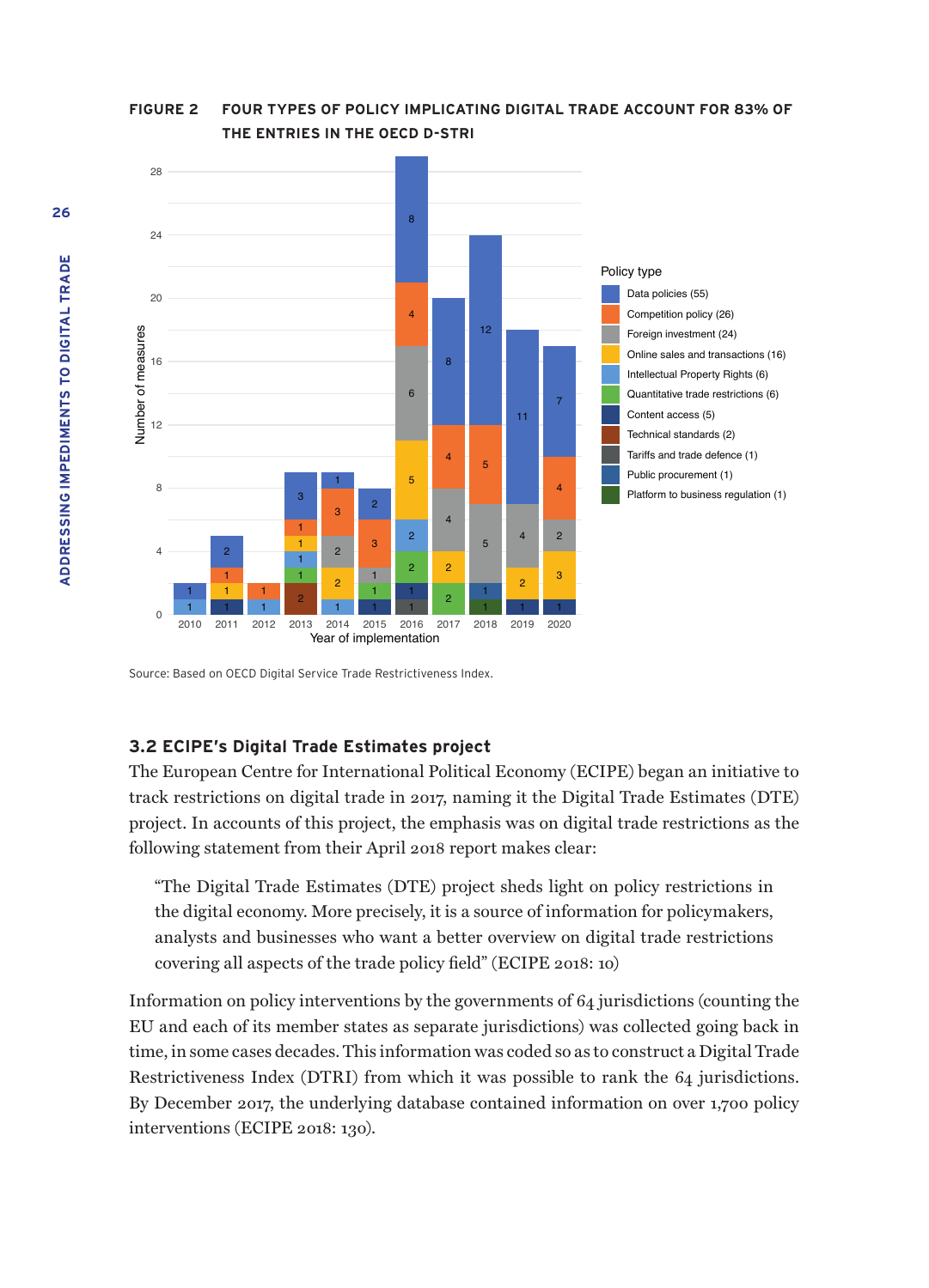**FIGURE 2 FOUR TYPES OF POLICY IMPLICATING DIGITAL TRADE ACCOUNT FOR 83% OF THE ENTRIES IN THE OECD D-STRI**

Source: Based on OECD Digital Service Trade Restrictiveness Index.

### 3.2 ECIPE's Digital Trade Estimates project

The European Centre for International Political Economy (ECIPE) began an initiative to track restrictions on digital trade in 2017, naming it the Digital Trade Estimates (DTE) project. In accounts of this project, the emphasis was on digital trade restrictions as the following statement from their April 2018 report makes clear:

> "The Digital Trade Estimates (DTE) project sheds light on policy restrictions in the digital economy. More precisely, it is a source of information for policymakers, analysts and businesses who want a better overview on digital trade restrictions covering all aspects of the trade policy field" (ECIPE 2018: 10)

Information on policy interventions by the governments of 64 jurisdictions (counting the EU and each of its member states as separate jurisdictions) was collected going back in time, in some cases decades. This information was coded so as to construct a Digital Trade Restrictiveness Index (DTRI) from which it was possible to rank the 64 jurisdictions. By December 2017, the underlying database contained information on over 1,700 policy interventions (ECIPE 2018: 130).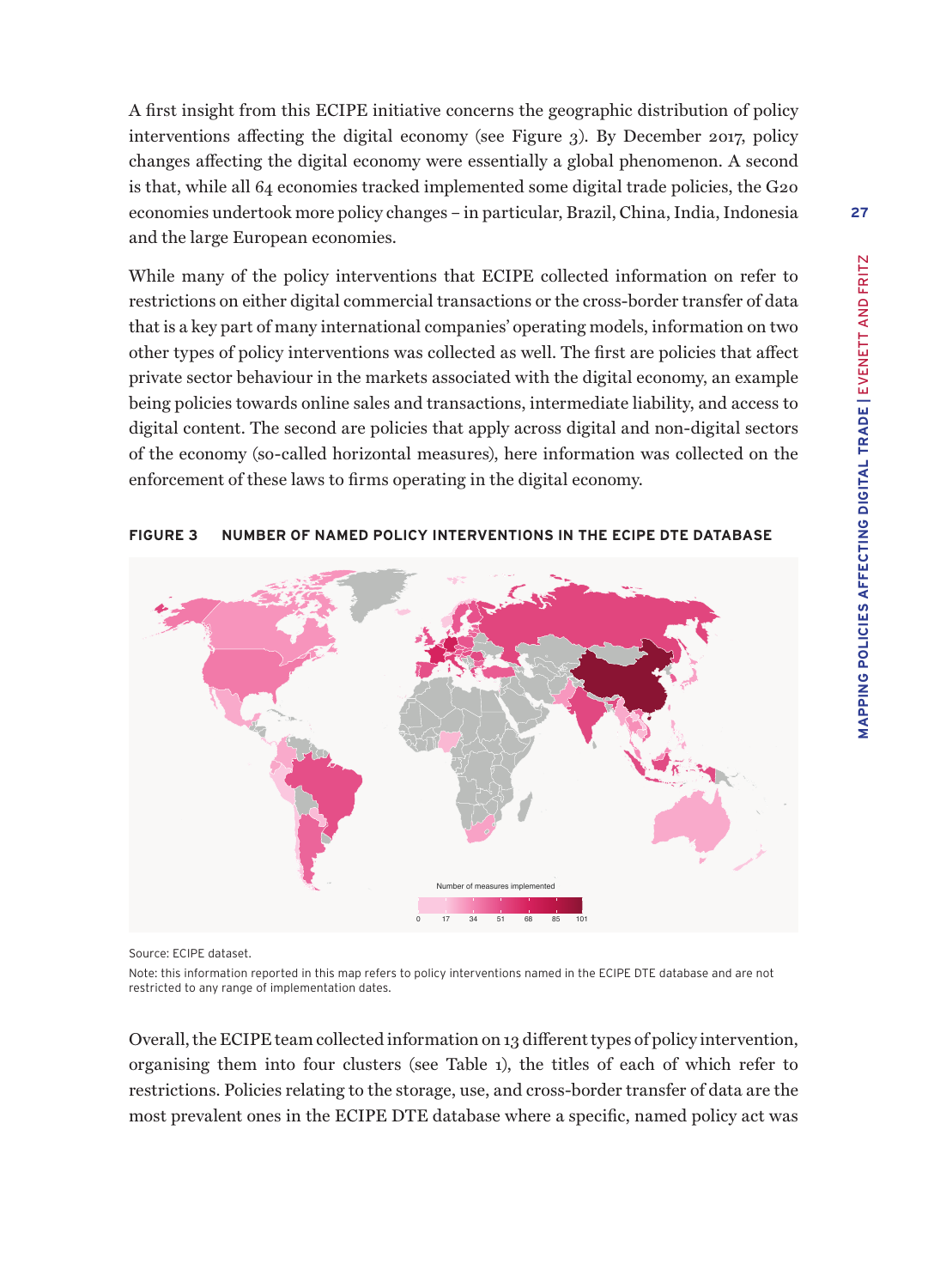A first insight from this ECIPE initiative concerns the geographic distribution of policy interventions affecting the digital economy (see Figure 3). By December 2017, policy changes affecting the digital economy were essentially a global phenomenon. A second is that, while all 64 economies tracked implemented some digital trade policies, the G20 economies undertook more policy changes – in particular, Brazil, China, India, Indonesia and the large European economies.

While many of the policy interventions that ECIPE collected information on refer to restrictions on either digital commercial transactions or the cross-border transfer of data that is a key part of many international companies' operating models, information on two other types of policy interventions was collected as well. The first are policies that affect private sector behaviour in the markets associated with the digital economy, an example being policies towards online sales and transactions, intermediate liability, and access to digital content. The second are policies that apply across digital and non-digital sectors of the economy (so-called horizontal measures), here information was collected on the enforcement of these laws to firms operating in the digital economy.

**FIGURE 3 NUMBER OF NAMED POLICY INTERVENTIONS IN THE ECIPE DTE DATABASE**

Number of measures implemented

0 17 34 51 68 85 101

Source: ECIPE dataset.

Note: this information reported in this map refers to policy interventions named in the ECIPE DTE database and are not restricted to any range of implementation dates.

Overall, the ECIPE team collected information on 13 different types of policy intervention, organising them into four clusters (see Table 1), the titles of each of which refer to restrictions. Policies relating to the storage, use, and cross-border transfer of data are the most prevalent ones in the ECIPE DTE database where a specific, named policy act was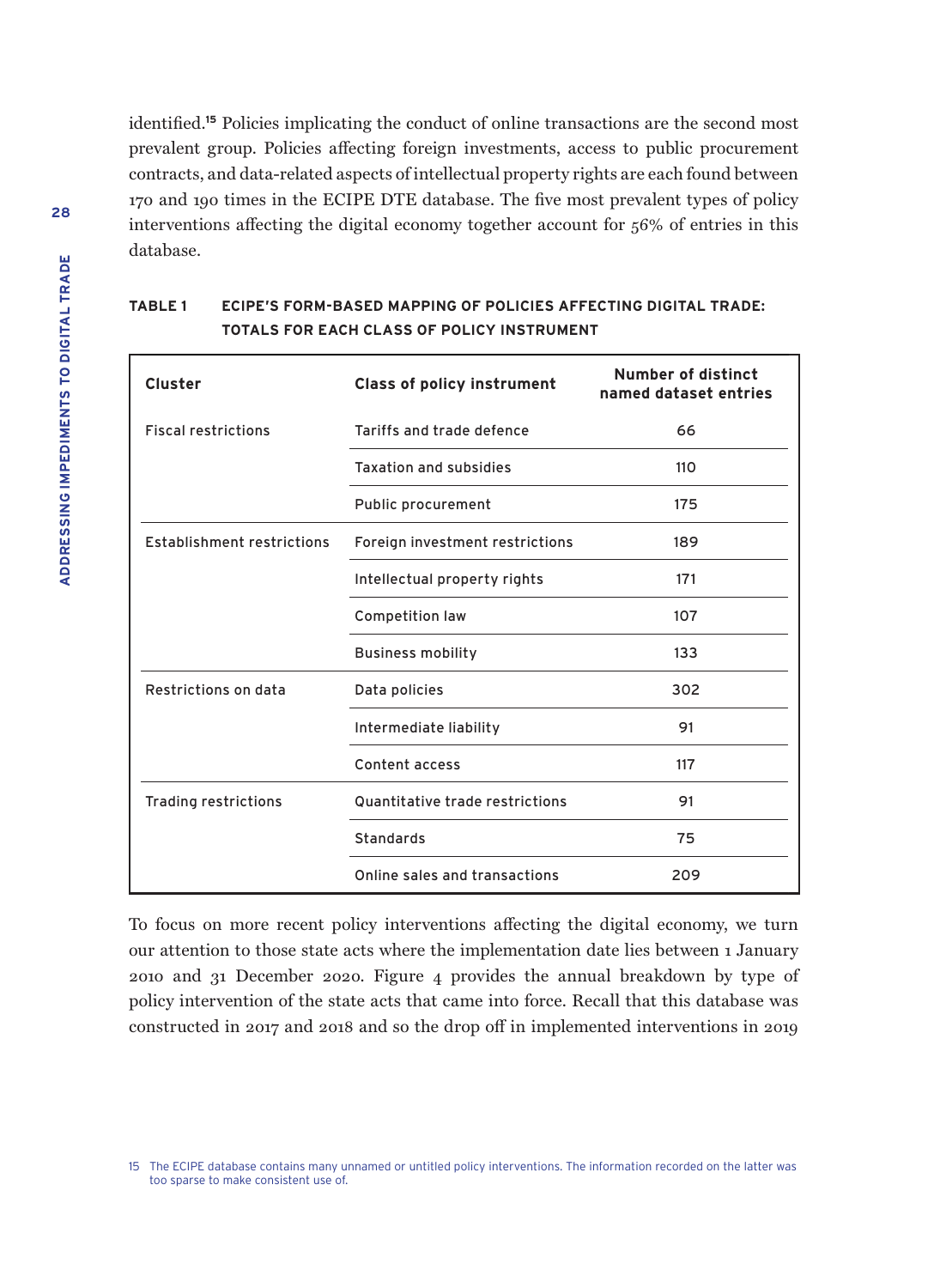identified.[15] Policies implicating the conduct of online transactions are the second most prevalent group. Policies affecting foreign investments, access to public procurement contracts, and data-related aspects of intellectual property rights are each found between 170 and 190 times in the ECIPE DTE database. The five most prevalent types of policy interventions affecting the digital economy together account for 56% of entries in this database.

**TABLE 1 ECIPE'S FORM-BASED MAPPING OF POLICIES AFFECTING DIGITAL TRADE: TOTALS FOR EACH CLASS OF POLICY INSTRUMENT**

| Cluster | Class of policy instrument | Number of distinct named dataset entries |
|---|---|---|
| Fiscal restrictions | Tariffs and trade defence | 66 |
| | Taxation and subsidies | 110 |
| | Public procurement | 175 |
| Establishment restrictions | Foreign investment restrictions | 189 |
| | Intellectual property rights | 171 |
| | Competition law | 107 |
| | Business mobility | 133 |
| Restrictions on data | Data policies | 302 |
| | Intermediate liability | 91 |
| | Content access | 117 |
| Trading restrictions | Quantitative trade restrictions | 91 |
| | Standards | 75 |
| | Online sales and transactions | 209 |

To focus on more recent policy interventions affecting the digital economy, we turn our attention to those state acts where the implementation date lies between 1 January 2010 and 31 December 2020. Figure 4 provides the annual breakdown by type of policy intervention of the state acts that came into force. Recall that this database was constructed in 2017 and 2018 and so the drop off in implemented interventions in 2019

15 The ECIPE database contains many unnamed or untitled policy interventions. The information recorded on the latter was too sparse to make consistent use of.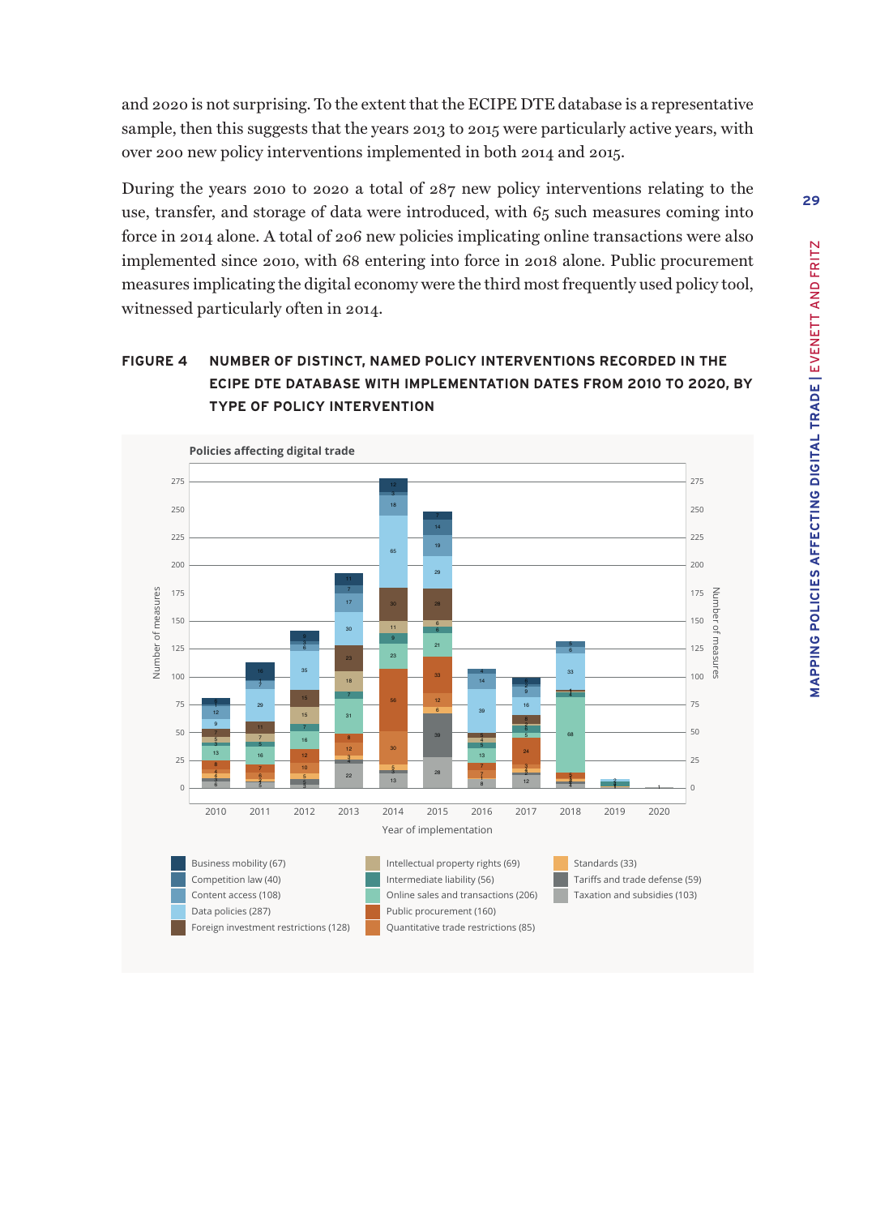and 2020 is not surprising. To the extent that the ECIPE DTE database is a representative sample, then this suggests that the years 2013 to 2015 were particularly active years, with over 200 new policy interventions implemented in both 2014 and 2015.

During the years 2010 to 2020 a total of 287 new policy interventions relating to the use, transfer, and storage of data were introduced, with 65 such measures coming into force in 2014 alone. A total of 206 new policies implicating online transactions were also implemented since 2010, with 68 entering into force in 2018 alone. Public procurement measures implicating the digital economy were the third most frequently used policy tool, witnessed particularly often in 2014.

**FIGURE 4 NUMBER OF DISTINCT, NAMED POLICY INTERVENTIONS RECORDED IN THE ECIPE DTE DATABASE WITH IMPLEMENTATION DATES FROM 2010 TO 2020, BY TYPE OF POLICY INTERVENTION**

Policies affecting digital trade

Legend: Business mobility (67), Competition law (40), Content access (108), Data policies (287), Foreign investment restrictions (128), Intellectual property rights (69), Intermediate liability (56), Online sales and transactions (206), Public procurement (160), Quantitative trade restrictions (85), Standards (33), Tariffs and trade defense (59), Taxation and subsidies (103)

Year of implementation: 2010, 2011, 2012, 2013, 2014, 2015, 2016, 2017, 2018, 2019, 2020

Number of measures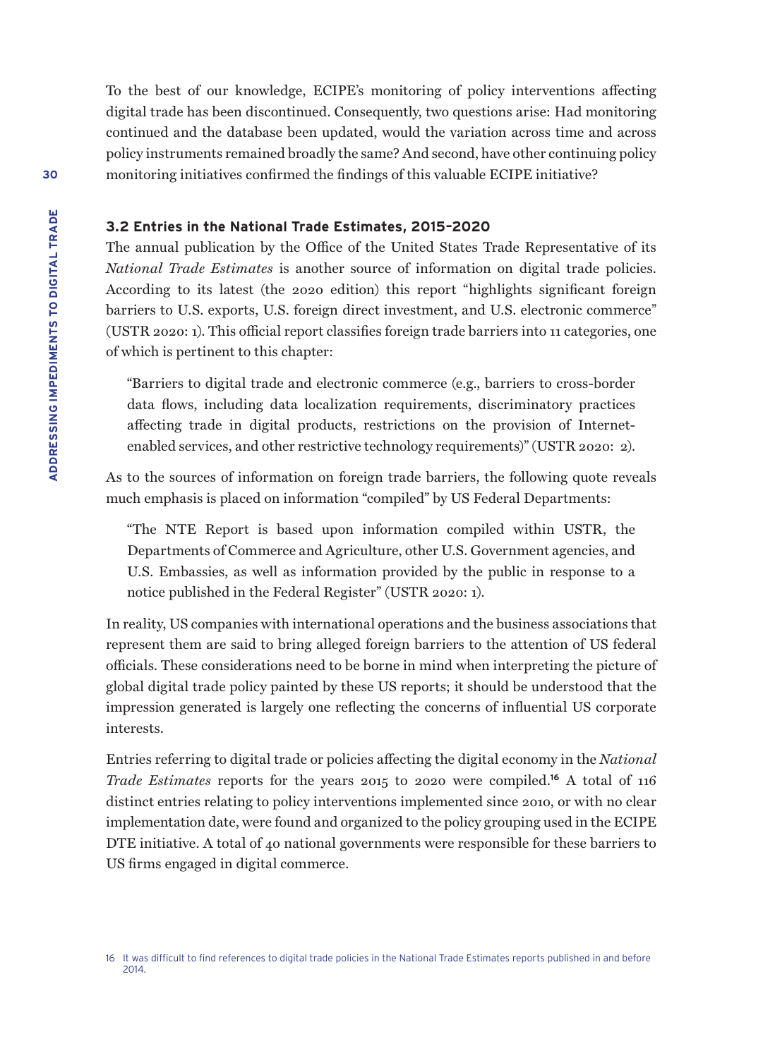To the best of our knowledge, ECIPE's monitoring of policy interventions affecting digital trade has been discontinued. Consequently, two questions arise: Had monitoring continued and the database been updated, would the variation across time and across policy instruments remained broadly the same? And second, have other continuing policy monitoring initiatives confirmed the findings of this valuable ECIPE initiative?

### 3.2 Entries in the National Trade Estimates, 2015-2020

The annual publication by the Office of the United States Trade Representative of its *National Trade Estimates* is another source of information on digital trade policies. According to its latest (the 2020 edition) this report "highlights significant foreign barriers to U.S. exports, U.S. foreign direct investment, and U.S. electronic commerce" (USTR 2020: 1). This official report classifies foreign trade barriers into 11 categories, one of which is pertinent to this chapter:

> "Barriers to digital trade and electronic commerce (e.g., barriers to cross-border data flows, including data localization requirements, discriminatory practices affecting trade in digital products, restrictions on the provision of Internet-enabled services, and other restrictive technology requirements)" (USTR 2020: 2).

As to the sources of information on foreign trade barriers, the following quote reveals much emphasis is placed on information "compiled" by US Federal Departments:

> "The NTE Report is based upon information compiled within USTR, the Departments of Commerce and Agriculture, other U.S. Government agencies, and U.S. Embassies, as well as information provided by the public in response to a notice published in the Federal Register" (USTR 2020: 1).

In reality, US companies with international operations and the business associations that represent them are said to bring alleged foreign barriers to the attention of US federal officials. These considerations need to be borne in mind when interpreting the picture of global digital trade policy painted by these US reports; it should be understood that the impression generated is largely one reflecting the concerns of influential US corporate interests.

Entries referring to digital trade or policies affecting the digital economy in the *National Trade Estimates* reports for the years 2015 to 2020 were compiled.[16] A total of 116 distinct entries relating to policy interventions implemented since 2010, or with no clear implementation date, were found and organized to the policy grouping used in the ECIPE DTE initiative. A total of 40 national governments were responsible for these barriers to US firms engaged in digital commerce.

16 It was difficult to find references to digital trade policies in the National Trade Estimates reports published in and before 2014.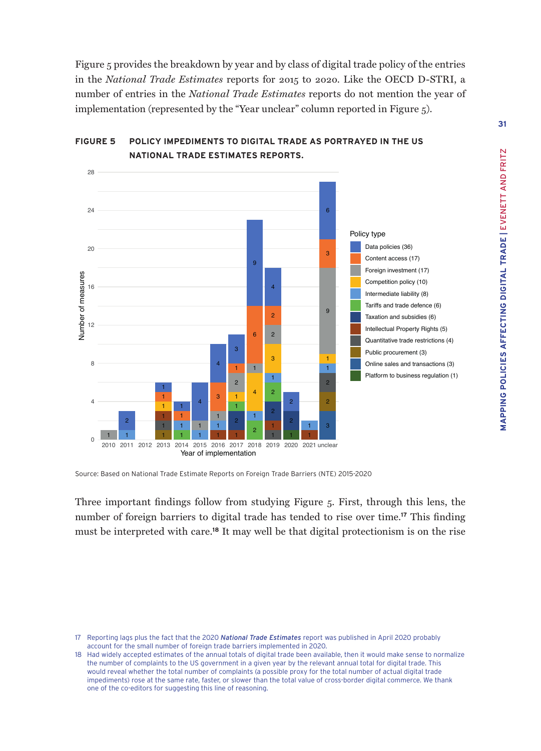Figure 5 provides the breakdown by year and by class of digital trade policy of the entries in the *National Trade Estimates* reports for 2015 to 2020. Like the OECD D-STRI, a number of entries in the *National Trade Estimates* reports do not mention the year of implementation (represented by the "Year unclear" column reported in Figure 5).

**FIGURE 5 POLICY IMPEDIMENTS TO DIGITAL TRADE AS PORTRAYED IN THE US NATIONAL TRADE ESTIMATES REPORTS.**

Source: Based on National Trade Estimate Reports on Foreign Trade Barriers (NTE) 2015-2020

Three important findings follow from studying Figure 5. First, through this lens, the number of foreign barriers to digital trade has tended to rise over time.[17] This finding must be interpreted with care.[18] It may well be that digital protectionism is on the rise

---

17 Reporting lags plus the fact that the 2020 ***National Trade Estimates*** report was published in April 2020 probably account for the small number of foreign trade barriers implemented in 2020.

18 Had widely accepted estimates of the annual totals of digital trade been available, then it would make sense to normalize the number of complaints to the US government in a given year by the relevant annual total for digital trade. This would reveal whether the total number of complaints (a possible proxy for the total number of actual digital trade impediments) rose at the same rate, faster, or slower than the total value of cross-border digital commerce. We thank one of the co-editors for suggesting this line of reasoning.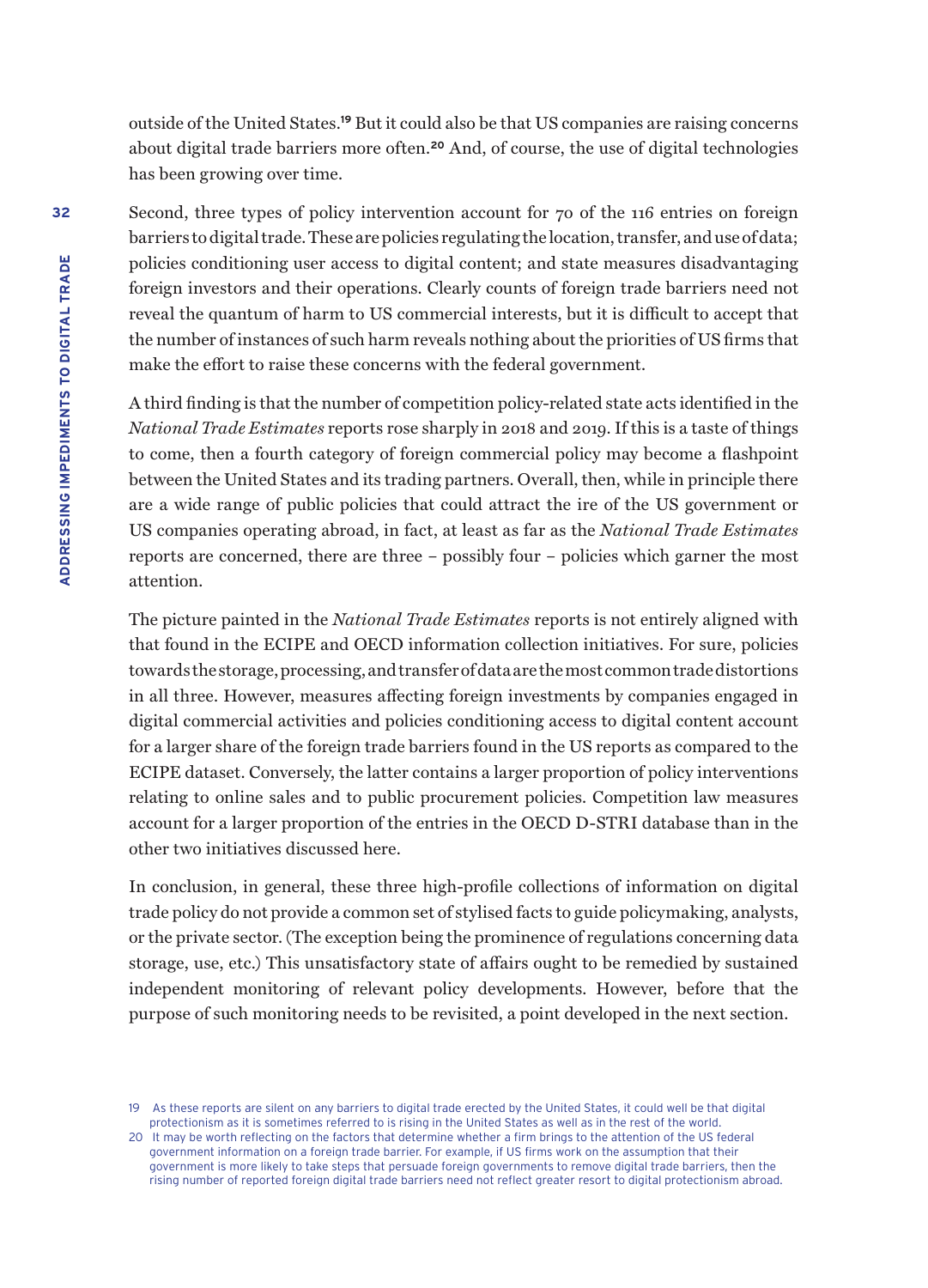outside of the United States.[19] But it could also be that US companies are raising concerns about digital trade barriers more often.[20] And, of course, the use of digital technologies has been growing over time.

Second, three types of policy intervention account for 70 of the 116 entries on foreign barriers to digital trade. These are policies regulating the location, transfer, and use of data; policies conditioning user access to digital content; and state measures disadvantaging foreign investors and their operations. Clearly counts of foreign trade barriers need not reveal the quantum of harm to US commercial interests, but it is difficult to accept that the number of instances of such harm reveals nothing about the priorities of US firms that make the effort to raise these concerns with the federal government.

A third finding is that the number of competition policy-related state acts identified in the *National Trade Estimates* reports rose sharply in 2018 and 2019. If this is a taste of things to come, then a fourth category of foreign commercial policy may become a flashpoint between the United States and its trading partners. Overall, then, while in principle there are a wide range of public policies that could attract the ire of the US government or US companies operating abroad, in fact, at least as far as the *National Trade Estimates* reports are concerned, there are three – possibly four – policies which garner the most attention.

The picture painted in the *National Trade Estimates* reports is not entirely aligned with that found in the ECIPE and OECD information collection initiatives. For sure, policies towards the storage, processing, and transfer of data are the most common trade distortions in all three. However, measures affecting foreign investments by companies engaged in digital commercial activities and policies conditioning access to digital content account for a larger share of the foreign trade barriers found in the US reports as compared to the ECIPE dataset. Conversely, the latter contains a larger proportion of policy interventions relating to online sales and to public procurement policies. Competition law measures account for a larger proportion of the entries in the OECD D-STRI database than in the other two initiatives discussed here.

In conclusion, in general, these three high-profile collections of information on digital trade policy do not provide a common set of stylised facts to guide policymaking, analysts, or the private sector. (The exception being the prominence of regulations concerning data storage, use, etc.) This unsatisfactory state of affairs ought to be remedied by sustained independent monitoring of relevant policy developments. However, before that the purpose of such monitoring needs to be revisited, a point developed in the next section.

---

19 As these reports are silent on any barriers to digital trade erected by the United States, it could well be that digital protectionism as it is sometimes referred to is rising in the United States as well as in the rest of the world.

20 It may be worth reflecting on the factors that determine whether a firm brings to the attention of the US federal government information on a foreign trade barrier. For example, if US firms work on the assumption that their government is more likely to take steps that persuade foreign governments to remove digital trade barriers, then the rising number of reported foreign digital trade barriers need not reflect greater resort to digital protectionism abroad.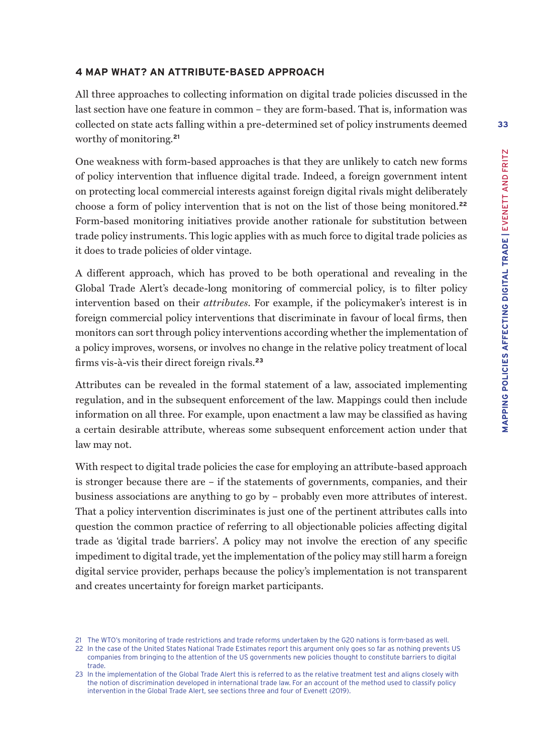## 4 MAP WHAT? AN ATTRIBUTE-BASED APPROACH

All three approaches to collecting information on digital trade policies discussed in the last section have one feature in common – they are form-based. That is, information was collected on state acts falling within a pre-determined set of policy instruments deemed worthy of monitoring.[21]

One weakness with form-based approaches is that they are unlikely to catch new forms of policy intervention that influence digital trade. Indeed, a foreign government intent on protecting local commercial interests against foreign digital rivals might deliberately choose a form of policy intervention that is not on the list of those being monitored.[22] Form-based monitoring initiatives provide another rationale for substitution between trade policy instruments. This logic applies with as much force to digital trade policies as it does to trade policies of older vintage.

A different approach, which has proved to be both operational and revealing in the Global Trade Alert's decade-long monitoring of commercial policy, is to filter policy intervention based on their *attributes*. For example, if the policymaker's interest is in foreign commercial policy interventions that discriminate in favour of local firms, then monitors can sort through policy interventions according whether the implementation of a policy improves, worsens, or involves no change in the relative policy treatment of local firms vis-à-vis their direct foreign rivals.[23]

Attributes can be revealed in the formal statement of a law, associated implementing regulation, and in the subsequent enforcement of the law. Mappings could then include information on all three. For example, upon enactment a law may be classified as having a certain desirable attribute, whereas some subsequent enforcement action under that law may not.

With respect to digital trade policies the case for employing an attribute-based approach is stronger because there are – if the statements of governments, companies, and their business associations are anything to go by – probably even more attributes of interest. That a policy intervention discriminates is just one of the pertinent attributes calls into question the common practice of referring to all objectionable policies affecting digital trade as 'digital trade barriers'. A policy may not involve the erection of any specific impediment to digital trade, yet the implementation of the policy may still harm a foreign digital service provider, perhaps because the policy's implementation is not transparent and creates uncertainty for foreign market participants.

21 The WTO's monitoring of trade restrictions and trade reforms undertaken by the G20 nations is form-based as well.

22 In the case of the United States National Trade Estimates report this argument only goes so far as nothing prevents US companies from bringing to the attention of the US governments new policies thought to constitute barriers to digital trade.

23 In the implementation of the Global Trade Alert this is referred to as the relative treatment test and aligns closely with the notion of discrimination developed in international trade law. For an account of the method used to classify policy intervention in the Global Trade Alert, see sections three and four of Evenett (2019).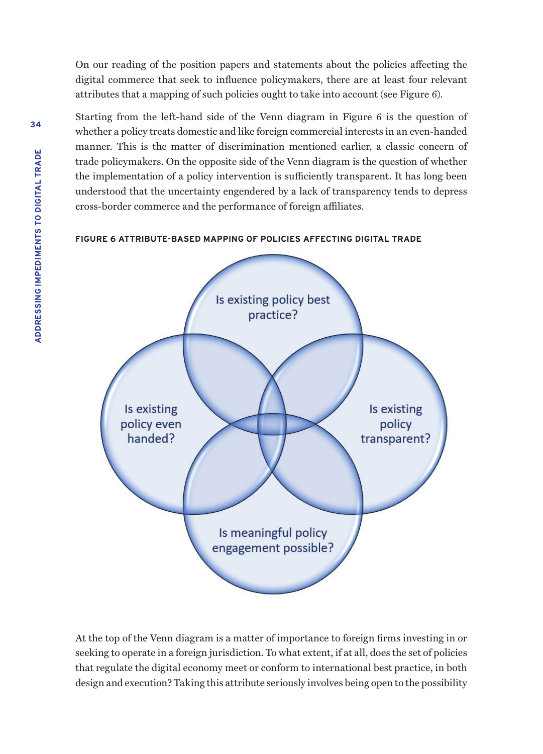On our reading of the position papers and statements about the policies affecting the digital commerce that seek to influence policymakers, there are at least four relevant attributes that a mapping of such policies ought to take into account (see Figure 6).

Starting from the left-hand side of the Venn diagram in Figure 6 is the question of whether a policy treats domestic and like foreign commercial interests in an even-handed manner. This is the matter of discrimination mentioned earlier, a classic concern of trade policymakers. On the opposite side of the Venn diagram is the question of whether the implementation of a policy intervention is sufficiently transparent. It has long been understood that the uncertainty engendered by a lack of transparency tends to depress cross-border commerce and the performance of foreign affiliates.

**FIGURE 6 ATTRIBUTE-BASED MAPPING OF POLICIES AFFECTING DIGITAL TRADE**

Is existing policy best practice?

Is existing policy even handed?

Is existing policy transparent?

Is meaningful policy engagement possible?

At the top of the Venn diagram is a matter of importance to foreign firms investing in or seeking to operate in a foreign jurisdiction. To what extent, if at all, does the set of policies that regulate the digital economy meet or conform to international best practice, in both design and execution? Taking this attribute seriously involves being open to the possibility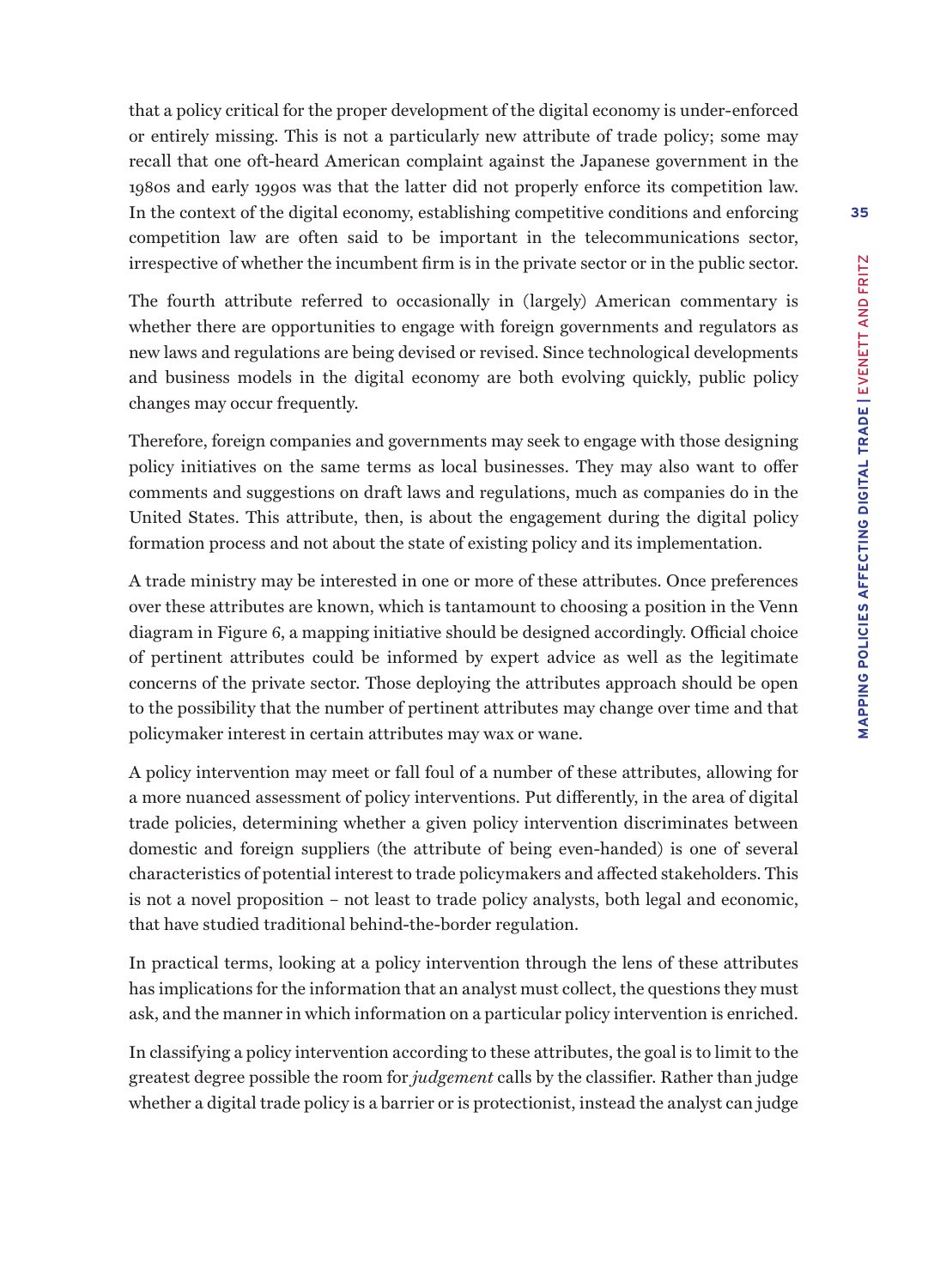that a policy critical for the proper development of the digital economy is under-enforced or entirely missing. This is not a particularly new attribute of trade policy; some may recall that one oft-heard American complaint against the Japanese government in the 1980s and early 1990s was that the latter did not properly enforce its competition law. In the context of the digital economy, establishing competitive conditions and enforcing competition law are often said to be important in the telecommunications sector, irrespective of whether the incumbent firm is in the private sector or in the public sector.

The fourth attribute referred to occasionally in (largely) American commentary is whether there are opportunities to engage with foreign governments and regulators as new laws and regulations are being devised or revised. Since technological developments and business models in the digital economy are both evolving quickly, public policy changes may occur frequently.

Therefore, foreign companies and governments may seek to engage with those designing policy initiatives on the same terms as local businesses. They may also want to offer comments and suggestions on draft laws and regulations, much as companies do in the United States. This attribute, then, is about the engagement during the digital policy formation process and not about the state of existing policy and its implementation.

A trade ministry may be interested in one or more of these attributes. Once preferences over these attributes are known, which is tantamount to choosing a position in the Venn diagram in Figure 6, a mapping initiative should be designed accordingly. Official choice of pertinent attributes could be informed by expert advice as well as the legitimate concerns of the private sector. Those deploying the attributes approach should be open to the possibility that the number of pertinent attributes may change over time and that policymaker interest in certain attributes may wax or wane.

A policy intervention may meet or fall foul of a number of these attributes, allowing for a more nuanced assessment of policy interventions. Put differently, in the area of digital trade policies, determining whether a given policy intervention discriminates between domestic and foreign suppliers (the attribute of being even-handed) is one of several characteristics of potential interest to trade policymakers and affected stakeholders. This is not a novel proposition – not least to trade policy analysts, both legal and economic, that have studied traditional behind-the-border regulation.

In practical terms, looking at a policy intervention through the lens of these attributes has implications for the information that an analyst must collect, the questions they must ask, and the manner in which information on a particular policy intervention is enriched.

In classifying a policy intervention according to these attributes, the goal is to limit to the greatest degree possible the room for *judgement* calls by the classifier. Rather than judge whether a digital trade policy is a barrier or is protectionist, instead the analyst can judge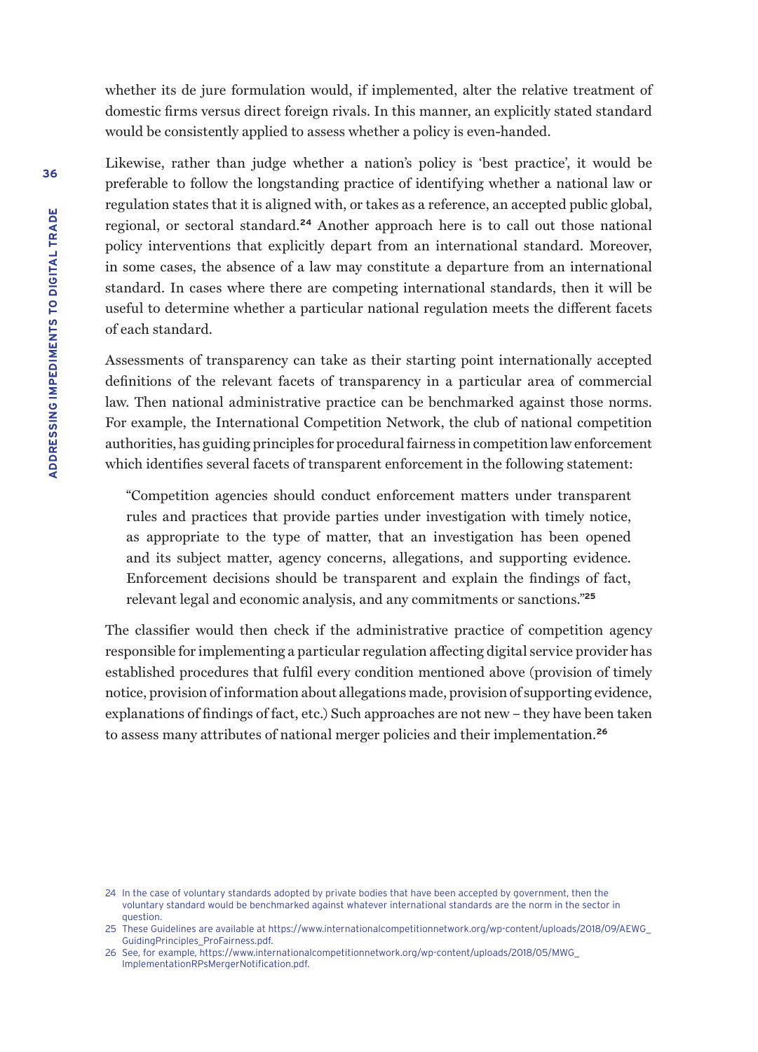whether its de jure formulation would, if implemented, alter the relative treatment of domestic firms versus direct foreign rivals. In this manner, an explicitly stated standard would be consistently applied to assess whether a policy is even-handed.

Likewise, rather than judge whether a nation's policy is 'best practice', it would be preferable to follow the longstanding practice of identifying whether a national law or regulation states that it is aligned with, or takes as a reference, an accepted public global, regional, or sectoral standard.[24] Another approach here is to call out those national policy interventions that explicitly depart from an international standard. Moreover, in some cases, the absence of a law may constitute a departure from an international standard. In cases where there are competing international standards, then it will be useful to determine whether a particular national regulation meets the different facets of each standard.

Assessments of transparency can take as their starting point internationally accepted definitions of the relevant facets of transparency in a particular area of commercial law. Then national administrative practice can be benchmarked against those norms. For example, the International Competition Network, the club of national competition authorities, has guiding principles for procedural fairness in competition law enforcement which identifies several facets of transparent enforcement in the following statement:

> "Competition agencies should conduct enforcement matters under transparent rules and practices that provide parties under investigation with timely notice, as appropriate to the type of matter, that an investigation has been opened and its subject matter, agency concerns, allegations, and supporting evidence. Enforcement decisions should be transparent and explain the findings of fact, relevant legal and economic analysis, and any commitments or sanctions."[25]

The classifier would then check if the administrative practice of competition agency responsible for implementing a particular regulation affecting digital service provider has established procedures that fulfil every condition mentioned above (provision of timely notice, provision of information about allegations made, provision of supporting evidence, explanations of findings of fact, etc.) Such approaches are not new – they have been taken to assess many attributes of national merger policies and their implementation.[26]

---

24 In the case of voluntary standards adopted by private bodies that have been accepted by government, then the voluntary standard would be benchmarked against whatever international standards are the norm in the sector in question.

25 These Guidelines are available at https://www.internationalcompetitionnetwork.org/wp-content/uploads/2018/09/AEWG_GuidingPrinciples_ProFairness.pdf.

26 See, for example, https://www.internationalcompetitionnetwork.org/wp-content/uploads/2018/05/MWG_ImplementationRPsMergerNotification.pdf.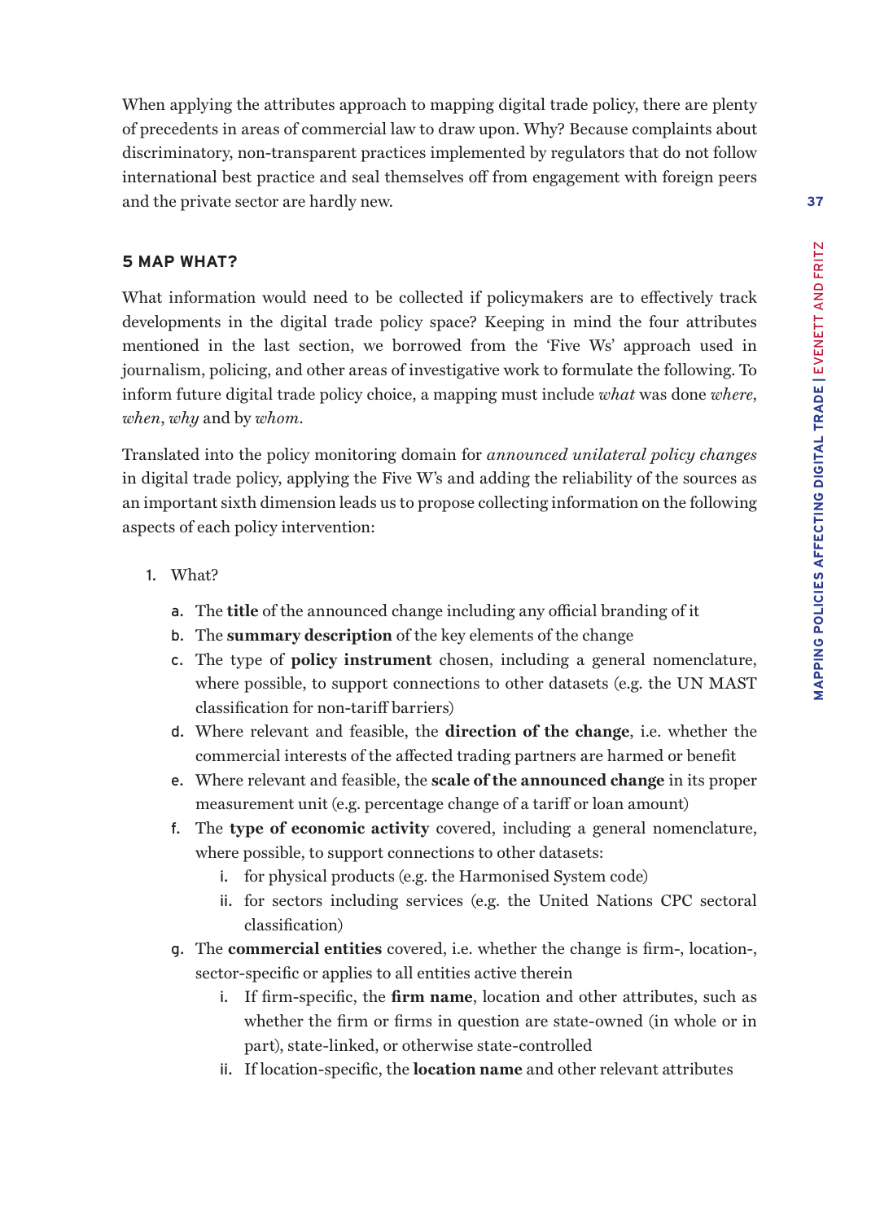When applying the attributes approach to mapping digital trade policy, there are plenty of precedents in areas of commercial law to draw upon. Why? Because complaints about discriminatory, non-transparent practices implemented by regulators that do not follow international best practice and seal themselves off from engagement with foreign peers and the private sector are hardly new.

## 5 MAP WHAT?

What information would need to be collected if policymakers are to effectively track developments in the digital trade policy space? Keeping in mind the four attributes mentioned in the last section, we borrowed from the 'Five Ws' approach used in journalism, policing, and other areas of investigative work to formulate the following. To inform future digital trade policy choice, a mapping must include *what* was done *where*, *when*, *why* and by *whom*.

Translated into the policy monitoring domain for *announced unilateral policy changes* in digital trade policy, applying the Five W's and adding the reliability of the sources as an important sixth dimension leads us to propose collecting information on the following aspects of each policy intervention:

1. What?
   a. The **title** of the announced change including any official branding of it
   b. The **summary description** of the key elements of the change
   c. The type of **policy instrument** chosen, including a general nomenclature, where possible, to support connections to other datasets (e.g. the UN MAST classification for non-tariff barriers)
   d. Where relevant and feasible, the **direction of the change**, i.e. whether the commercial interests of the affected trading partners are harmed or benefit
   e. Where relevant and feasible, the **scale of the announced change** in its proper measurement unit (e.g. percentage change of a tariff or loan amount)
   f. The **type of economic activity** covered, including a general nomenclature, where possible, to support connections to other datasets:
      i. for physical products (e.g. the Harmonised System code)
      ii. for sectors including services (e.g. the United Nations CPC sectoral classification)
   g. The **commercial entities** covered, i.e. whether the change is firm-, location-, sector-specific or applies to all entities active therein
      i. If firm-specific, the **firm name**, location and other attributes, such as whether the firm or firms in question are state-owned (in whole or in part), state-linked, or otherwise state-controlled
      ii. If location-specific, the **location name** and other relevant attributes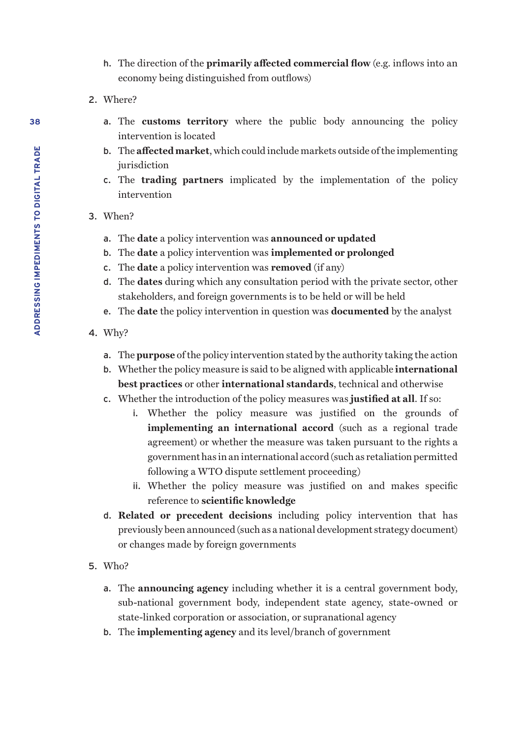h. The direction of the **primarily affected commercial flow** (e.g. inflows into an economy being distinguished from outflows)

2. Where?

   a. The **customs territory** where the public body announcing the policy intervention is located
   b. The **affected market**, which could include markets outside of the implementing jurisdiction
   c. The **trading partners** implicated by the implementation of the policy intervention

3. When?

   a. The **date** a policy intervention was **announced or updated**
   b. The **date** a policy intervention was **implemented or prolonged**
   c. The **date** a policy intervention was **removed** (if any)
   d. The **dates** during which any consultation period with the private sector, other stakeholders, and foreign governments is to be held or will be held
   e. The **date** the policy intervention in question was **documented** by the analyst

4. Why?

   a. The **purpose** of the policy intervention stated by the authority taking the action
   b. Whether the policy measure is said to be aligned with applicable **international best practices** or other **international standards**, technical and otherwise
   c. Whether the introduction of the policy measures was **justified at all**. If so:
      i. Whether the policy measure was justified on the grounds of **implementing an international accord** (such as a regional trade agreement) or whether the measure was taken pursuant to the rights a government has in an international accord (such as retaliation permitted following a WTO dispute settlement proceeding)
      ii. Whether the policy measure was justified on and makes specific reference to **scientific knowledge**
   d. **Related or precedent decisions** including policy intervention that has previously been announced (such as a national development strategy document) or changes made by foreign governments

5. Who?

   a. The **announcing agency** including whether it is a central government body, sub-national government body, independent state agency, state-owned or state-linked corporation or association, or supranational agency
   b. The **implementing agency** and its level/branch of government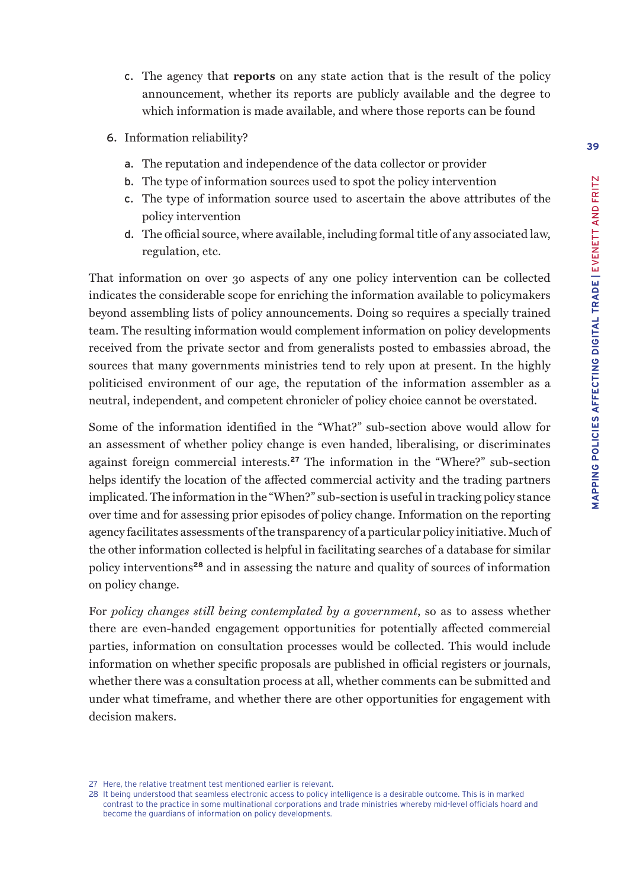c. The agency that **reports** on any state action that is the result of the policy announcement, whether its reports are publicly available and the degree to which information is made available, and where those reports can be found

6. Information reliability?

   a. The reputation and independence of the data collector or provider
   b. The type of information sources used to spot the policy intervention
   c. The type of information source used to ascertain the above attributes of the policy intervention
   d. The official source, where available, including formal title of any associated law, regulation, etc.

That information on over 30 aspects of any one policy intervention can be collected indicates the considerable scope for enriching the information available to policymakers beyond assembling lists of policy announcements. Doing so requires a specially trained team. The resulting information would complement information on policy developments received from the private sector and from generalists posted to embassies abroad, the sources that many governments ministries tend to rely upon at present. In the highly politicised environment of our age, the reputation of the information assembler as a neutral, independent, and competent chronicler of policy choice cannot be overstated.

Some of the information identified in the "What?" sub-section above would allow for an assessment of whether policy change is even handed, liberalising, or discriminates against foreign commercial interests.[27] The information in the "Where?" sub-section helps identify the location of the affected commercial activity and the trading partners implicated. The information in the "When?" sub-section is useful in tracking policy stance over time and for assessing prior episodes of policy change. Information on the reporting agency facilitates assessments of the transparency of a particular policy initiative. Much of the other information collected is helpful in facilitating searches of a database for similar policy interventions[28] and in assessing the nature and quality of sources of information on policy change.

For *policy changes still being contemplated by a government*, so as to assess whether there are even-handed engagement opportunities for potentially affected commercial parties, information on consultation processes would be collected. This would include information on whether specific proposals are published in official registers or journals, whether there was a consultation process at all, whether comments can be submitted and under what timeframe, and whether there are other opportunities for engagement with decision makers.

27 Here, the relative treatment test mentioned earlier is relevant.

28 It being understood that seamless electronic access to policy intelligence is a desirable outcome. This is in marked contrast to the practice in some multinational corporations and trade ministries whereby mid-level officials hoard and become the guardians of information on policy developments.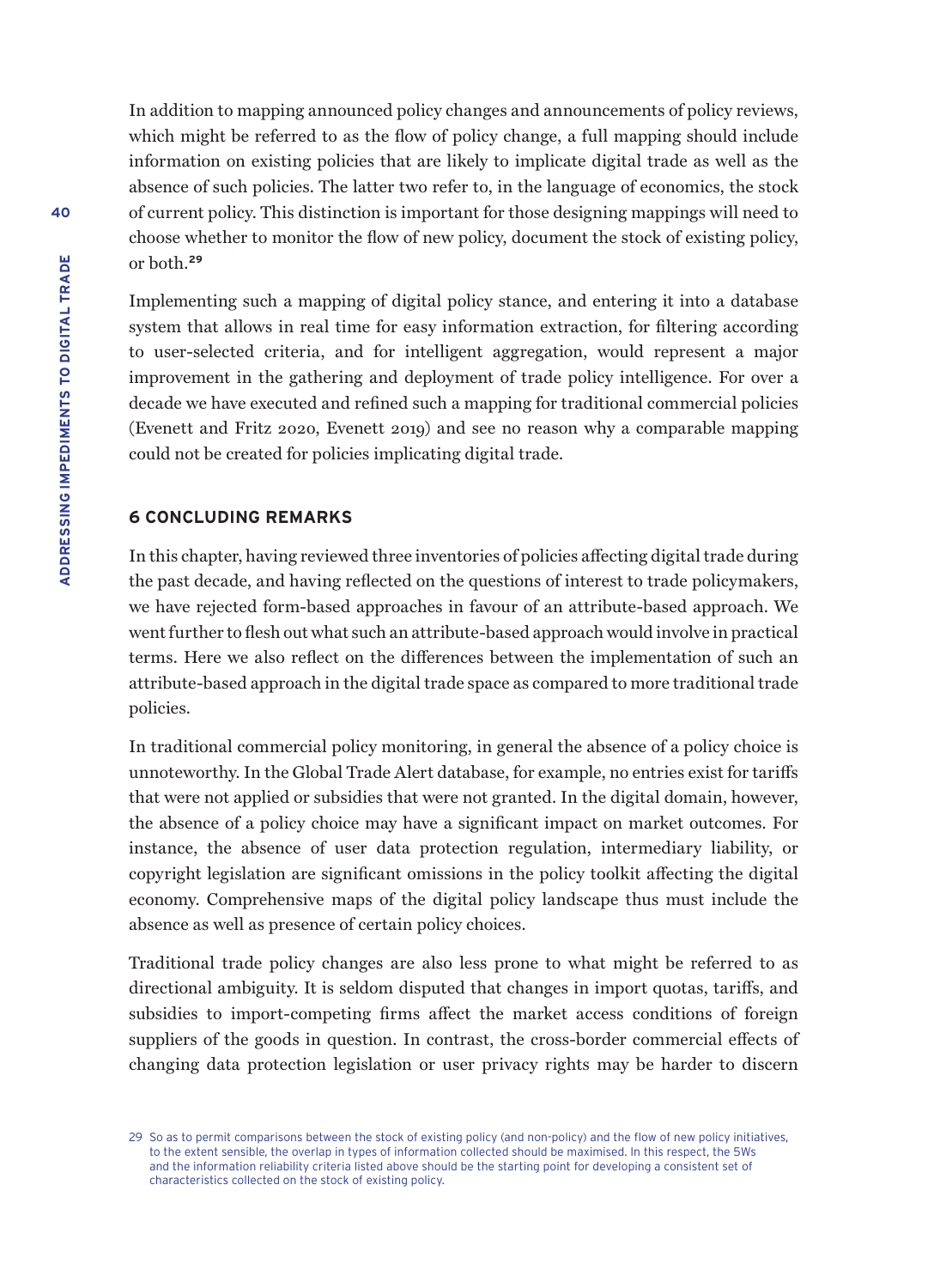In addition to mapping announced policy changes and announcements of policy reviews, which might be referred to as the flow of policy change, a full mapping should include information on existing policies that are likely to implicate digital trade as well as the absence of such policies. The latter two refer to, in the language of economics, the stock of current policy. This distinction is important for those designing mappings will need to choose whether to monitor the flow of new policy, document the stock of existing policy, or both.[29]

Implementing such a mapping of digital policy stance, and entering it into a database system that allows in real time for easy information extraction, for filtering according to user-selected criteria, and for intelligent aggregation, would represent a major improvement in the gathering and deployment of trade policy intelligence. For over a decade we have executed and refined such a mapping for traditional commercial policies (Evenett and Fritz 2020, Evenett 2019) and see no reason why a comparable mapping could not be created for policies implicating digital trade.

## 6 CONCLUDING REMARKS

In this chapter, having reviewed three inventories of policies affecting digital trade during the past decade, and having reflected on the questions of interest to trade policymakers, we have rejected form-based approaches in favour of an attribute-based approach. We went further to flesh out what such an attribute-based approach would involve in practical terms. Here we also reflect on the differences between the implementation of such an attribute-based approach in the digital trade space as compared to more traditional trade policies.

In traditional commercial policy monitoring, in general the absence of a policy choice is unnoteworthy. In the Global Trade Alert database, for example, no entries exist for tariffs that were not applied or subsidies that were not granted. In the digital domain, however, the absence of a policy choice may have a significant impact on market outcomes. For instance, the absence of user data protection regulation, intermediary liability, or copyright legislation are significant omissions in the policy toolkit affecting the digital economy. Comprehensive maps of the digital policy landscape thus must include the absence as well as presence of certain policy choices.

Traditional trade policy changes are also less prone to what might be referred to as directional ambiguity. It is seldom disputed that changes in import quotas, tariffs, and subsidies to import-competing firms affect the market access conditions of foreign suppliers of the goods in question. In contrast, the cross-border commercial effects of changing data protection legislation or user privacy rights may be harder to discern

29 So as to permit comparisons between the stock of existing policy (and non-policy) and the flow of new policy initiatives, to the extent sensible, the overlap in types of information collected should be maximised. In this respect, the 5Ws and the information reliability criteria listed above should be the starting point for developing a consistent set of characteristics collected on the stock of existing policy.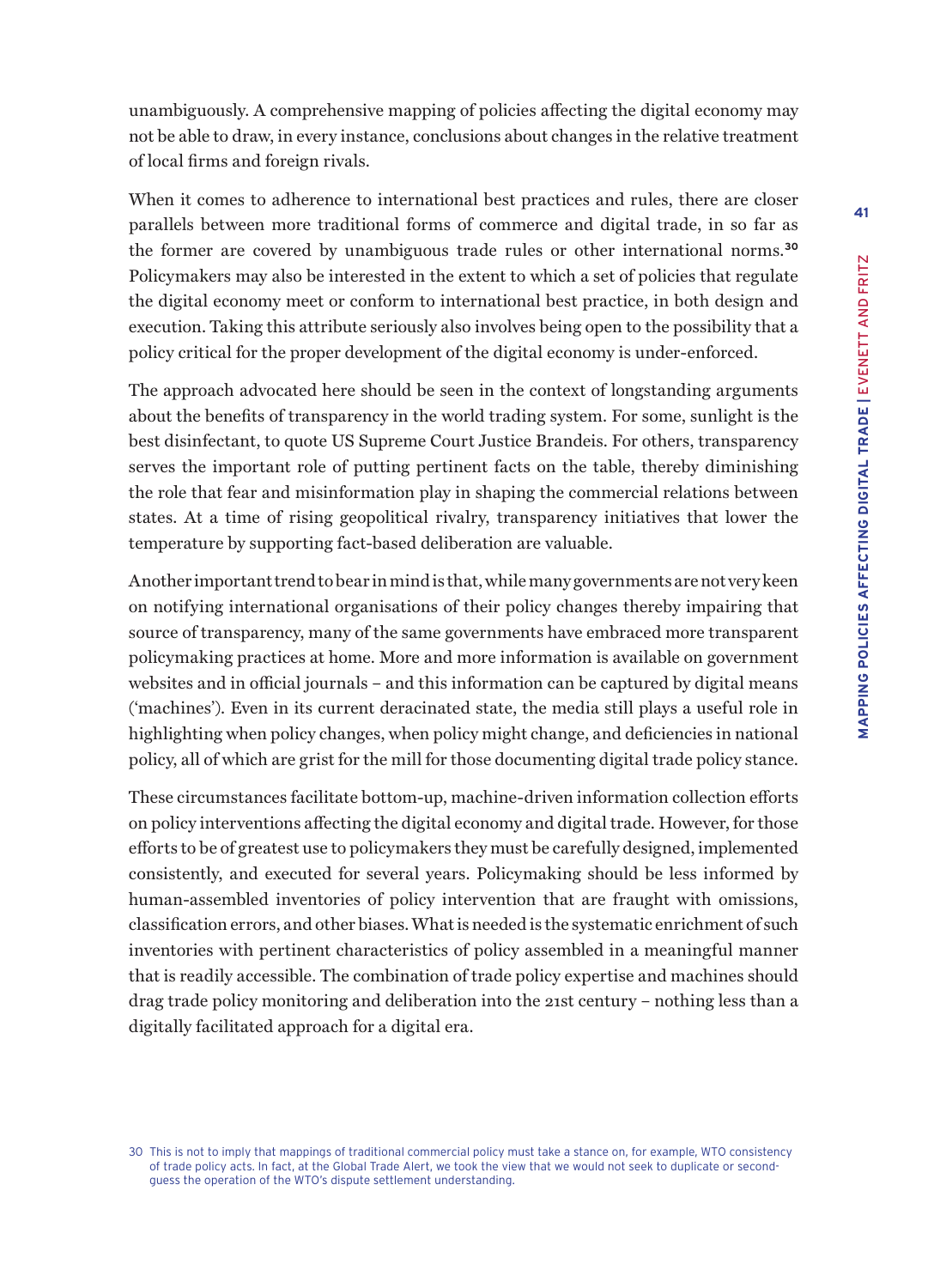unambiguously. A comprehensive mapping of policies affecting the digital economy may not be able to draw, in every instance, conclusions about changes in the relative treatment of local firms and foreign rivals.

When it comes to adherence to international best practices and rules, there are closer parallels between more traditional forms of commerce and digital trade, in so far as the former are covered by unambiguous trade rules or other international norms.[30] Policymakers may also be interested in the extent to which a set of policies that regulate the digital economy meet or conform to international best practice, in both design and execution. Taking this attribute seriously also involves being open to the possibility that a policy critical for the proper development of the digital economy is under-enforced.

The approach advocated here should be seen in the context of longstanding arguments about the benefits of transparency in the world trading system. For some, sunlight is the best disinfectant, to quote US Supreme Court Justice Brandeis. For others, transparency serves the important role of putting pertinent facts on the table, thereby diminishing the role that fear and misinformation play in shaping the commercial relations between states. At a time of rising geopolitical rivalry, transparency initiatives that lower the temperature by supporting fact-based deliberation are valuable.

Another important trend to bear in mind is that, while many governments are not very keen on notifying international organisations of their policy changes thereby impairing that source of transparency, many of the same governments have embraced more transparent policymaking practices at home. More and more information is available on government websites and in official journals – and this information can be captured by digital means ('machines'). Even in its current deracinated state, the media still plays a useful role in highlighting when policy changes, when policy might change, and deficiencies in national policy, all of which are grist for the mill for those documenting digital trade policy stance.

These circumstances facilitate bottom-up, machine-driven information collection efforts on policy interventions affecting the digital economy and digital trade. However, for those efforts to be of greatest use to policymakers they must be carefully designed, implemented consistently, and executed for several years. Policymaking should be less informed by human-assembled inventories of policy intervention that are fraught with omissions, classification errors, and other biases. What is needed is the systematic enrichment of such inventories with pertinent characteristics of policy assembled in a meaningful manner that is readily accessible. The combination of trade policy expertise and machines should drag trade policy monitoring and deliberation into the 21st century – nothing less than a digitally facilitated approach for a digital era.

30 This is not to imply that mappings of traditional commercial policy must take a stance on, for example, WTO consistency of trade policy acts. In fact, at the Global Trade Alert, we took the view that we would not seek to duplicate or second-guess the operation of the WTO's dispute settlement understanding.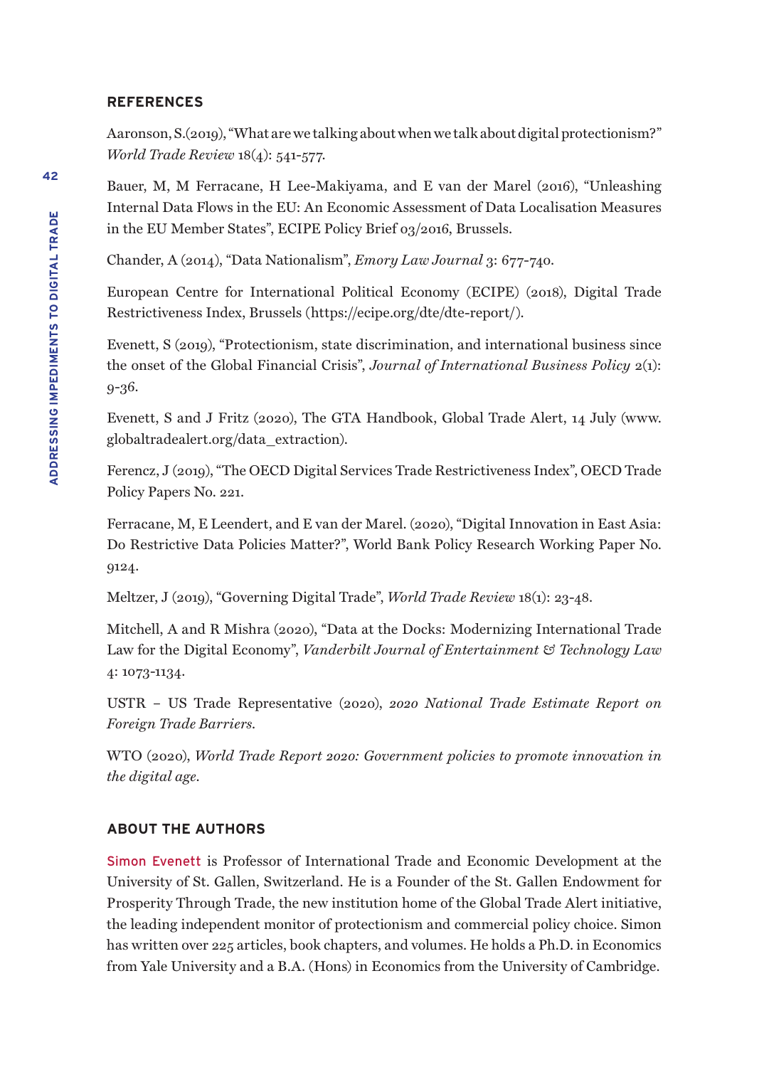## REFERENCES

Aaronson, S.(2019), "What are we talking about when we talk about digital protectionism?" *World Trade Review* 18(4): 541-577.

Bauer, M, M Ferracane, H Lee-Makiyama, and E van der Marel (2016), "Unleashing Internal Data Flows in the EU: An Economic Assessment of Data Localisation Measures in the EU Member States", ECIPE Policy Brief 03/2016, Brussels.

Chander, A (2014), "Data Nationalism", *Emory Law Journal* 3: 677-740.

European Centre for International Political Economy (ECIPE) (2018), Digital Trade Restrictiveness Index, Brussels (https://ecipe.org/dte/dte-report/).

Evenett, S (2019), "Protectionism, state discrimination, and international business since the onset of the Global Financial Crisis", *Journal of International Business Policy* 2(1): 9-36.

Evenett, S and J Fritz (2020), The GTA Handbook, Global Trade Alert, 14 July (www.globaltradealert.org/data_extraction).

Ferencz, J (2019), "The OECD Digital Services Trade Restrictiveness Index", OECD Trade Policy Papers No. 221.

Ferracane, M, E Leendert, and E van der Marel. (2020), "Digital Innovation in East Asia: Do Restrictive Data Policies Matter?", World Bank Policy Research Working Paper No. 9124.

Meltzer, J (2019), "Governing Digital Trade", *World Trade Review* 18(1): 23-48.

Mitchell, A and R Mishra (2020), "Data at the Docks: Modernizing International Trade Law for the Digital Economy", *Vanderbilt Journal of Entertainment & Technology Law* 4: 1073-1134.

USTR – US Trade Representative (2020), *2020 National Trade Estimate Report on Foreign Trade Barriers.*

WTO (2020), *World Trade Report 2020: Government policies to promote innovation in the digital age.*

## ABOUT THE AUTHORS

Simon Evenett is Professor of International Trade and Economic Development at the University of St. Gallen, Switzerland. He is a Founder of the St. Gallen Endowment for Prosperity Through Trade, the new institution home of the Global Trade Alert initiative, the leading independent monitor of protectionism and commercial policy choice. Simon has written over 225 articles, book chapters, and volumes. He holds a Ph.D. in Economics from Yale University and a B.A. (Hons) in Economics from the University of Cambridge.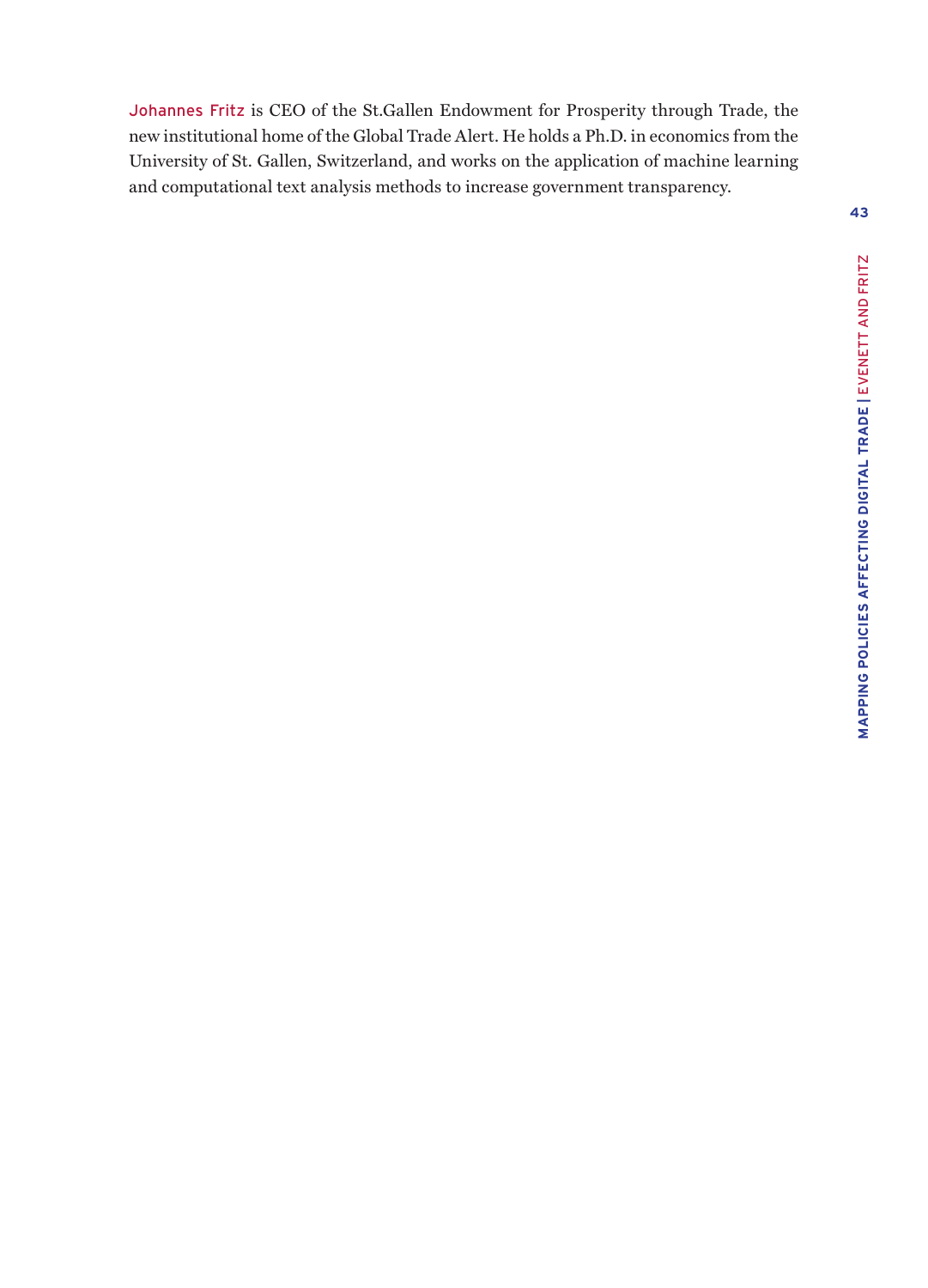Johannes Fritz is CEO of the St.Gallen Endowment for Prosperity through Trade, the new institutional home of the Global Trade Alert. He holds a Ph.D. in economics from the University of St. Gallen, Switzerland, and works on the application of machine learning and computational text analysis methods to increase government transparency.